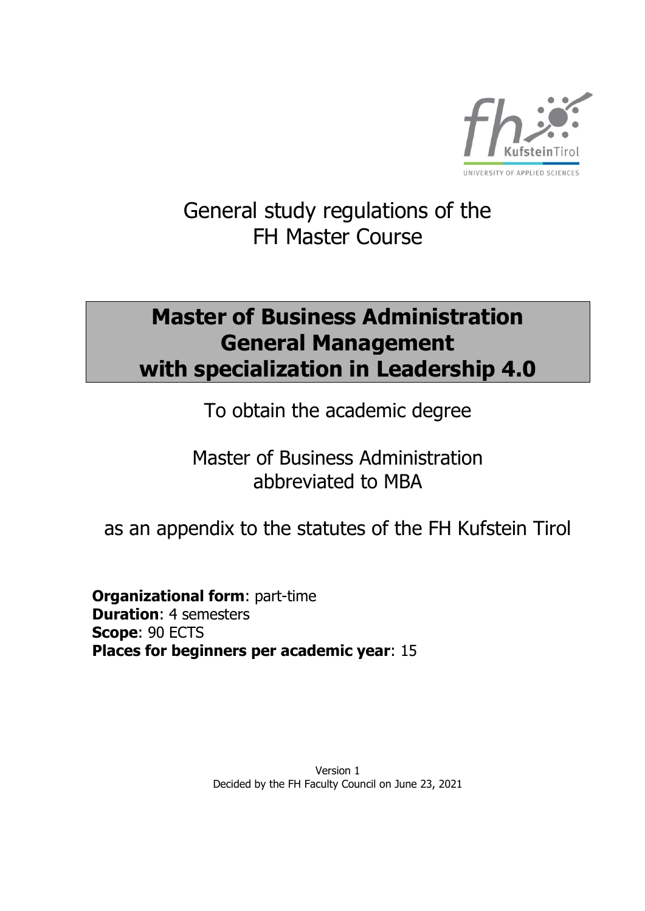General study regulations of the
FH Master Course

# Master of Business Administration General Management with specialization in Leadership 4.0

To obtain the academic degree

Master of Business Administration
abbreviated to MBA

as an appendix to the statutes of the FH Kufstein Tirol

**Organizational form**: part-time
**Duration**: 4 semesters
**Scope**: 90 ECTS
**Places for beginners per academic year**: 15

Version 1
Decided by the FH Faculty Council on June 23, 2021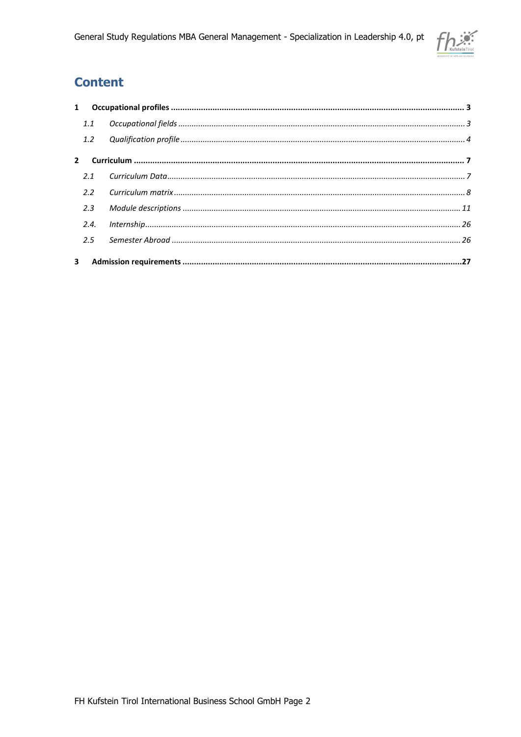# Content

**1 Occupational profiles ..... 3**

*1.1 Occupational fields ..... 3*

*1.2 Qualification profile ..... 4*

**2 Curriculum ..... 7**

*2.1 Curriculum Data ..... 7*

*2.2 Curriculum matrix ..... 8*

*2.3 Module descriptions ..... 11*

*2.4. Internship ..... 26*

*2.5 Semester Abroad ..... 26*

**3 Admission requirements ..... 27**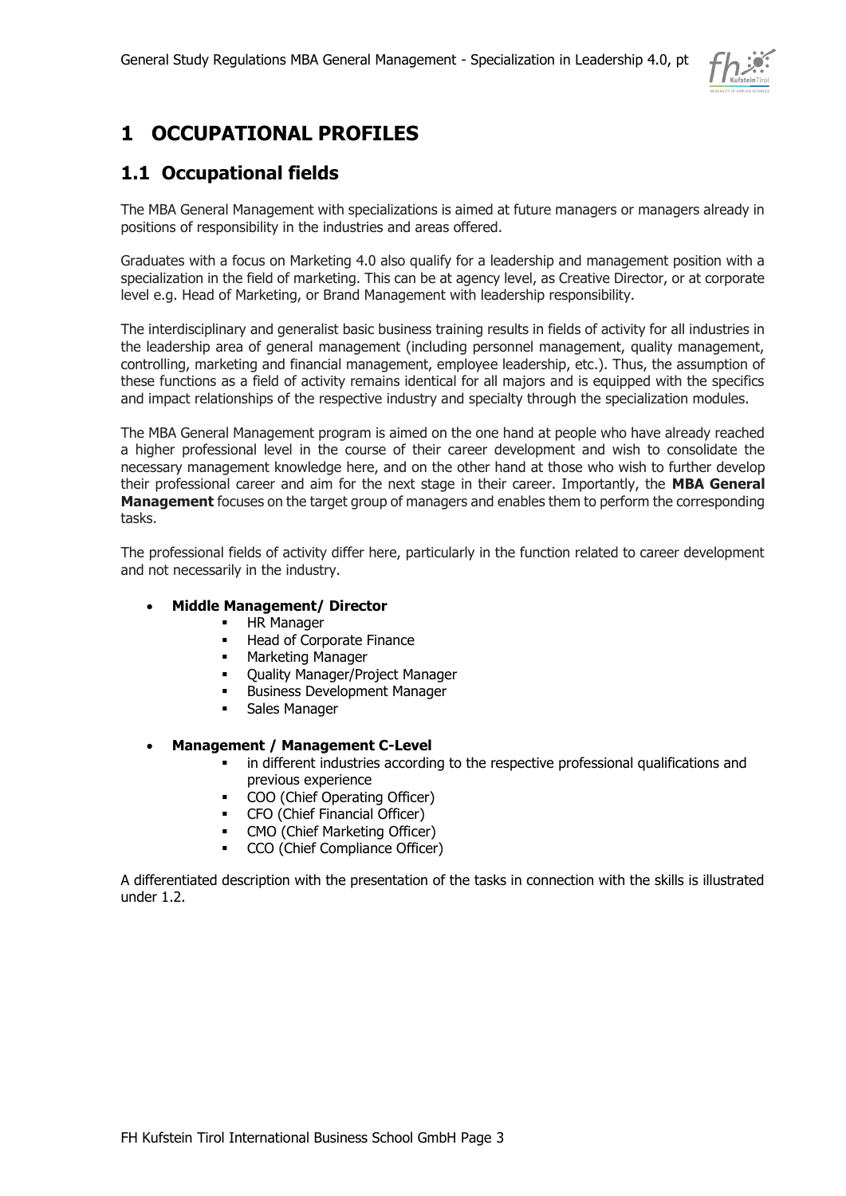# 1 OCCUPATIONAL PROFILES

## 1.1 Occupational fields

The MBA General Management with specializations is aimed at future managers or managers already in positions of responsibility in the industries and areas offered.

Graduates with a focus on Marketing 4.0 also qualify for a leadership and management position with a specialization in the field of marketing. This can be at agency level, as Creative Director, or at corporate level e.g. Head of Marketing, or Brand Management with leadership responsibility.

The interdisciplinary and generalist basic business training results in fields of activity for all industries in the leadership area of general management (including personnel management, quality management, controlling, marketing and financial management, employee leadership, etc.). Thus, the assumption of these functions as a field of activity remains identical for all majors and is equipped with the specifics and impact relationships of the respective industry and specialty through the specialization modules.

The MBA General Management program is aimed on the one hand at people who have already reached a higher professional level in the course of their career development and wish to consolidate the necessary management knowledge here, and on the other hand at those who wish to further develop their professional career and aim for the next stage in their career. Importantly, the **MBA General Management** focuses on the target group of managers and enables them to perform the corresponding tasks.

The professional fields of activity differ here, particularly in the function related to career development and not necessarily in the industry.

- **Middle Management/ Director**
  - HR Manager
  - Head of Corporate Finance
  - Marketing Manager
  - Quality Manager/Project Manager
  - Business Development Manager
  - Sales Manager

- **Management / Management C-Level**
  - in different industries according to the respective professional qualifications and previous experience
  - COO (Chief Operating Officer)
  - CFO (Chief Financial Officer)
  - CMO (Chief Marketing Officer)
  - CCO (Chief Compliance Officer)

A differentiated description with the presentation of the tasks in connection with the skills is illustrated under 1.2.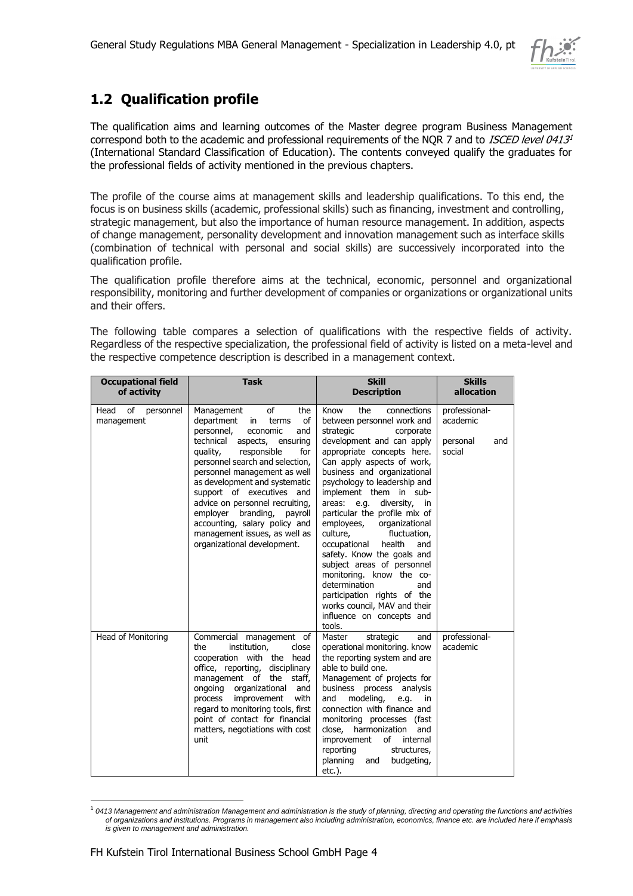## 1.2 Qualification profile

The qualification aims and learning outcomes of the Master degree program Business Management correspond both to the academic and professional requirements of the NQR 7 and to *ISCED level 0413*[1] (International Standard Classification of Education). The contents conveyed qualify the graduates for the professional fields of activity mentioned in the previous chapters.

The profile of the course aims at management skills and leadership qualifications. To this end, the focus is on business skills (academic, professional skills) such as financing, investment and controlling, strategic management, but also the importance of human resource management. In addition, aspects of change management, personality development and innovation management such as interface skills (combination of technical with personal and social skills) are successively incorporated into the qualification profile.

The qualification profile therefore aims at the technical, economic, personnel and organizational responsibility, monitoring and further development of companies or organizations or organizational units and their offers.

The following table compares a selection of qualifications with the respective fields of activity. Regardless of the respective specialization, the professional field of activity is listed on a meta-level and the respective competence description is described in a management context.

| Occupational field of activity | Task | Skill Description | Skills allocation |
|---|---|---|---|
| Head of personnel management | Management of the department in terms of personnel, economic and technical aspects, ensuring quality, responsible for personnel search and selection, personnel management as well as development and systematic support of executives and advice on personnel recruiting, employer branding, payroll accounting, salary policy and management issues, as well as organizational development. | Know the connections between personnel work and strategic corporate development and can apply appropriate concepts here. Can apply aspects of work, business and organizational psychology to leadership and implement them in sub-areas: e.g. diversity, in particular the profile mix of employees, organizational culture, fluctuation, occupational health and safety. Know the goals and subject areas of personnel monitoring. know the co-determination and participation rights of the works council, MAV and their influence on concepts and tools. | professional-academic<br><br>personal and social |
| Head of Monitoring | Commercial management of the institution, close cooperation with the head office, reporting, disciplinary management of the staff, ongoing organizational and process improvement with regard to monitoring tools, first point of contact for financial matters, negotiations with cost unit | Master strategic and operational monitoring. know the reporting system and are able to build one.<br>Management of projects for business process analysis and modeling, e.g. in connection with finance and monitoring processes (fast close, harmonization and improvement of internal reporting structures, planning and budgeting, etc.). | professional-academic |

[1] *0413 Management and administration Management and administration is the study of planning, directing and operating the functions and activities of organizations and institutions. Programs in management also including administration, economics, finance etc. are included here if emphasis is given to management and administration.*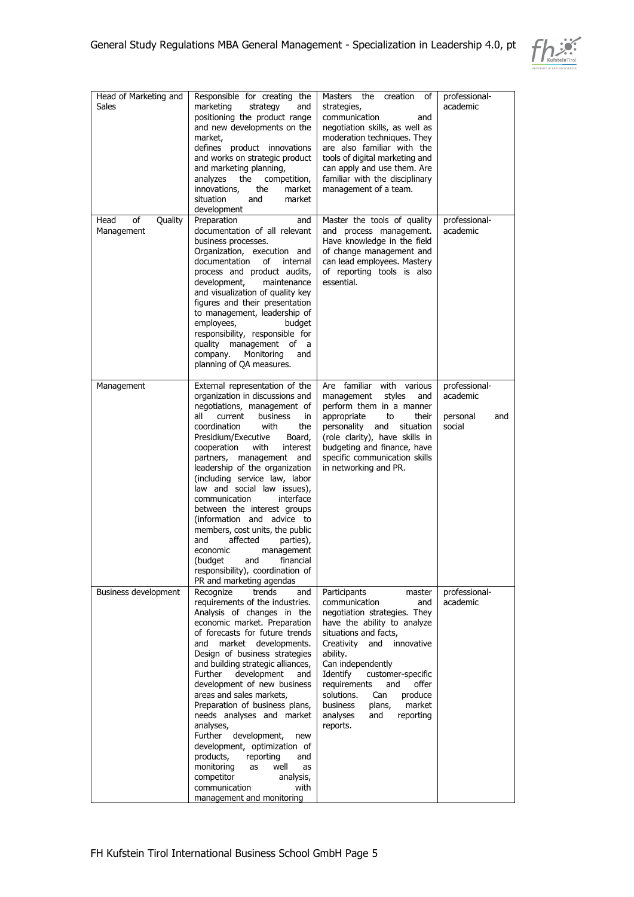| Head of Marketing and Sales | Responsible for creating the marketing strategy and positioning the product range and new developments on the market, defines product innovations and works on strategic product and marketing planning, analyzes the competition, innovations, the market situation and market development | Masters the creation of strategies, communication and negotiation skills, as well as moderation techniques. They are also familiar with the tools of digital marketing and can apply and use them. Are familiar with the disciplinary management of a team. | professional-academic |
|---|---|---|---|
| Head of Quality Management | Preparation and documentation of all relevant business processes. Organization, execution and documentation of internal process and product audits, development, maintenance and visualization of quality key figures and their presentation to management, leadership of employees, budget responsibility, responsible for quality management of a company. Monitoring and planning of QA measures. | Master the tools of quality and process management. Have knowledge in the field of change management and can lead employees. Mastery of reporting tools is also essential. | professional-academic |
| Management | External representation of the organization in discussions and negotiations, management of all current business in coordination with the Presidium/Executive Board, cooperation with interest partners, management and leadership of the organization (including service law, labor law and social law issues), communication interface between the interest groups (information and advice to members, cost units, the public and affected parties), economic management (budget and financial responsibility), coordination of PR and marketing agendas | Are familiar with various management styles and perform them in a manner appropriate to their personality and situation (role clarity), have skills in budgeting and finance, have specific communication skills in networking and PR. | professional-academic<br><br>personal and social |
| Business development | Recognize trends and requirements of the industries. Analysis of changes in the economic market. Preparation of forecasts for future trends and market developments. Design of business strategies and building strategic alliances, Further development and development of new business areas and sales markets, Preparation of business plans, needs analyses and market analyses, Further development, new development, optimization of products, reporting and monitoring as well as competitor analysis, communication with management and monitoring | Participants master communication and negotiation strategies. They have the ability to analyze situations and facts, Creativity and innovative ability. Can independently Identify customer-specific requirements and offer solutions. Can produce business plans, market analyses and reporting reports. | professional-academic |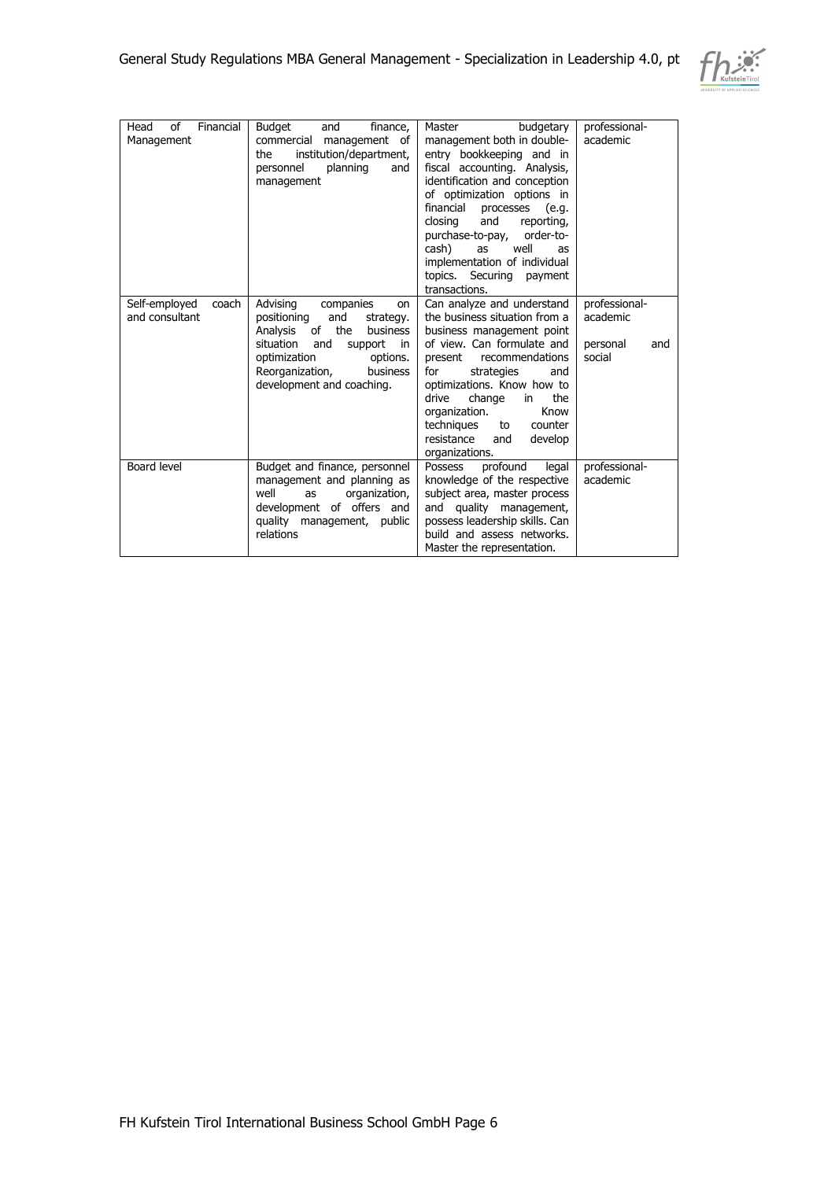| Head of Financial Management | Budget and finance, commercial management of the institution/department, personnel planning and management | Master budgetary management both in double-entry bookkeeping and in fiscal accounting. Analysis, identification and conception of optimization options in financial processes (e.g. closing and reporting, purchase-to-pay, order-to-cash) as well as implementation of individual topics. Securing payment transactions. | professional-academic |
|---|---|---|---|
| Self-employed coach and consultant | Advising companies on positioning and strategy. Analysis of the business situation and support in optimization options. Reorganization, business development and coaching. | Can analyze and understand the business situation from a business management point of view. Can formulate and present recommendations for strategies and optimizations. Know how to drive change in the organization. Know techniques to counter resistance and develop organizations. | professional-academic<br><br>personal and social |
| Board level | Budget and finance, personnel management and planning as well as organization, development of offers and quality management, public relations | Possess profound legal knowledge of the respective subject area, master process and quality management, possess leadership skills. Can build and assess networks. Master the representation. | professional-academic |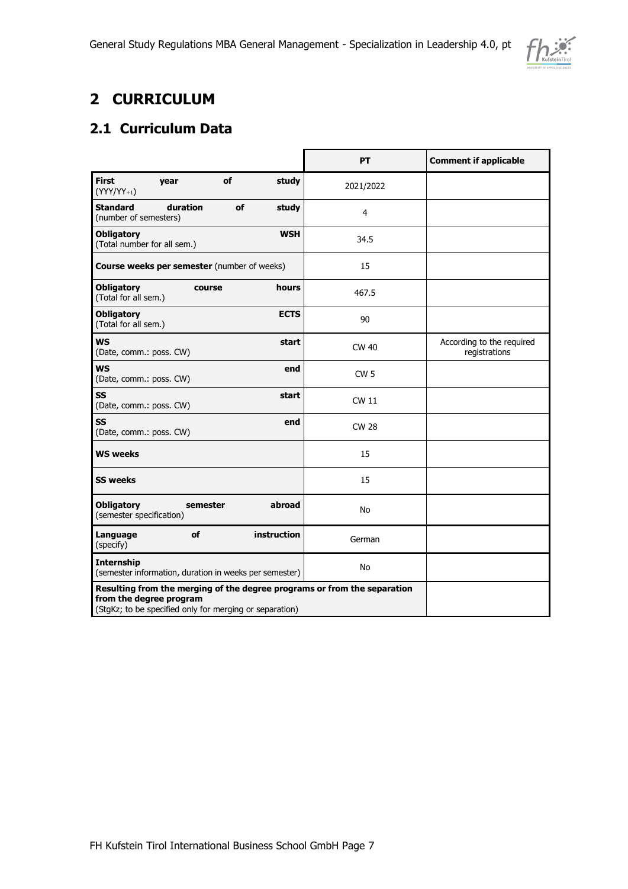# 2 CURRICULUM

## 2.1 Curriculum Data

| | PT | Comment if applicable |
|---|---|---|
| **First year of study** (YYY/YY+1) | 2021/2022 | |
| **Standard duration of study** (number of semesters) | 4 | |
| **Obligatory WSH** (Total number for all sem.) | 34.5 | |
| **Course weeks per semester** (number of weeks) | 15 | |
| **Obligatory course hours** (Total for all sem.) | 467.5 | |
| **Obligatory ECTS** (Total for all sem.) | 90 | |
| **WS start** (Date, comm.: poss. CW) | CW 40 | According to the required registrations |
| **WS end** (Date, comm.: poss. CW) | CW 5 | |
| **SS start** (Date, comm.: poss. CW) | CW 11 | |
| **SS end** (Date, comm.: poss. CW) | CW 28 | |
| **WS weeks** | 15 | |
| **SS weeks** | 15 | |
| **Obligatory semester abroad** (semester specification) | No | |
| **Language of instruction** (specify) | German | |
| **Internship** (semester information, duration in weeks per semester) | No | |
| **Resulting from the merging of the degree programs or from the separation from the degree program** (StgKz; to be specified only for merging or separation) | | |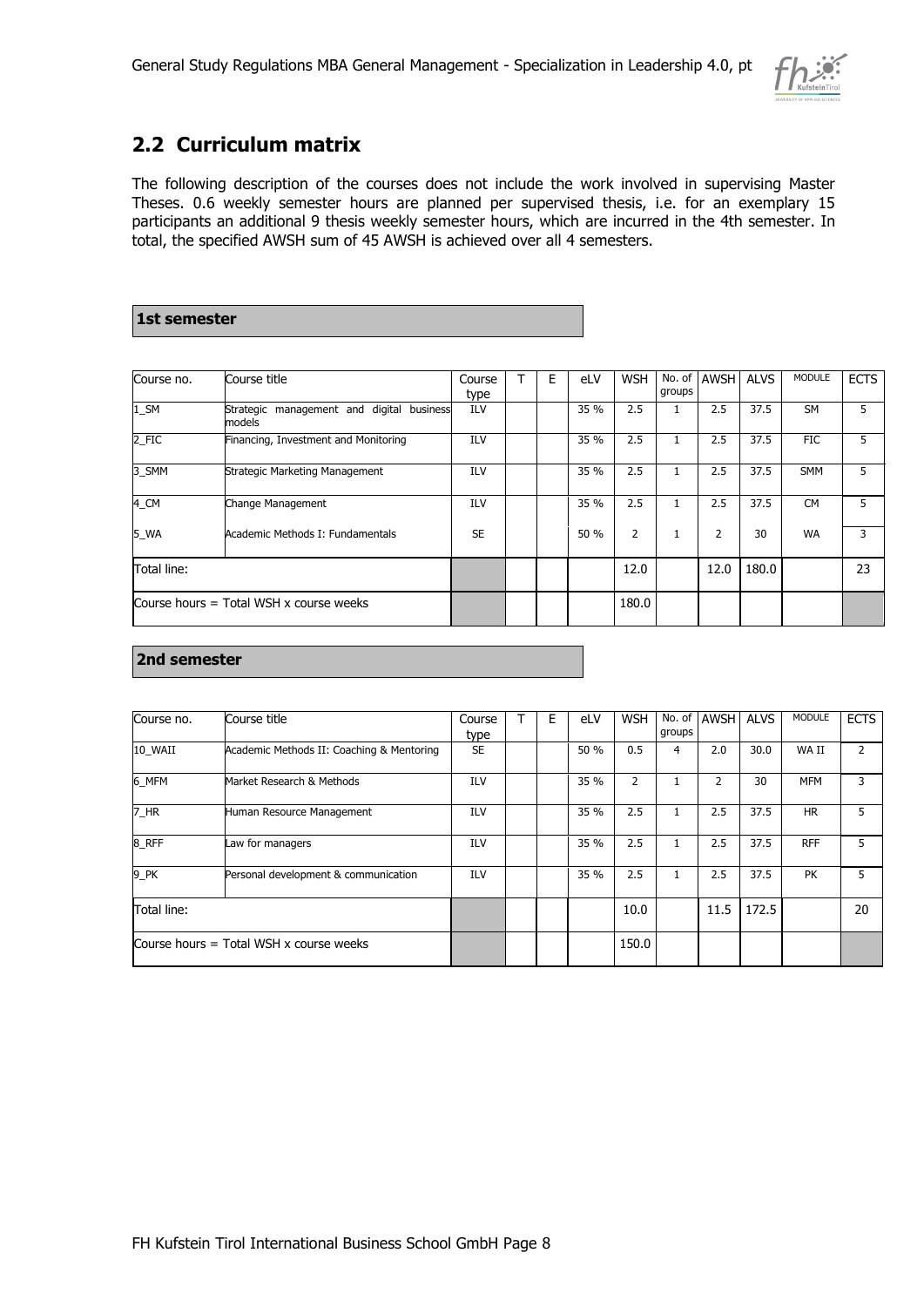## 2.2 Curriculum matrix

The following description of the courses does not include the work involved in supervising Master Theses. 0.6 weekly semester hours are planned per supervised thesis, i.e. for an exemplary 15 participants an additional 9 thesis weekly semester hours, which are incurred in the 4th semester. In total, the specified AWSH sum of 45 AWSH is achieved over all 4 semesters.

**1st semester**

| Course no. | Course title | Course type | T | E | eLV | WSH | No. of groups | AWSH | ALVS | MODULE | ECTS |
|---|---|---|---|---|---|---|---|---|---|---|---|
| 1_SM | Strategic management and digital business models | ILV | | | 35 % | 2.5 | 1 | 2.5 | 37.5 | SM | 5 |
| 2_FIC | Financing, Investment and Monitoring | ILV | | | 35 % | 2.5 | 1 | 2.5 | 37.5 | FIC | 5 |
| 3_SMM | Strategic Marketing Management | ILV | | | 35 % | 2.5 | 1 | 2.5 | 37.5 | SMM | 5 |
| 4_CM | Change Management | ILV | | | 35 % | 2.5 | 1 | 2.5 | 37.5 | CM | 5 |
| 5_WA | Academic Methods I: Fundamentals | SE | | | 50 % | 2 | 1 | 2 | 30 | WA | 3 |
| Total line: | | | | | | 12.0 | | 12.0 | 180.0 | | 23 |
| Course hours = Total WSH x course weeks | | | | | | 180.0 | | | | | |

**2nd semester**

| Course no. | Course title | Course type | T | E | eLV | WSH | No. of groups | AWSH | ALVS | MODULE | ECTS |
|---|---|---|---|---|---|---|---|---|---|---|---|
| 10_WAII | Academic Methods II: Coaching & Mentoring | SE | | | 50 % | 0.5 | 4 | 2.0 | 30.0 | WA II | 2 |
| 6_MFM | Market Research & Methods | ILV | | | 35 % | 2 | 1 | 2 | 30 | MFM | 3 |
| 7_HR | Human Resource Management | ILV | | | 35 % | 2.5 | 1 | 2.5 | 37.5 | HR | 5 |
| 8_RFF | Law for managers | ILV | | | 35 % | 2.5 | 1 | 2.5 | 37.5 | RFF | 5 |
| 9_PK | Personal development & communication | ILV | | | 35 % | 2.5 | 1 | 2.5 | 37.5 | PK | 5 |
| Total line: | | | | | | 10.0 | | 11.5 | 172.5 | | 20 |
| Course hours = Total WSH x course weeks | | | | | | 150.0 | | | | | |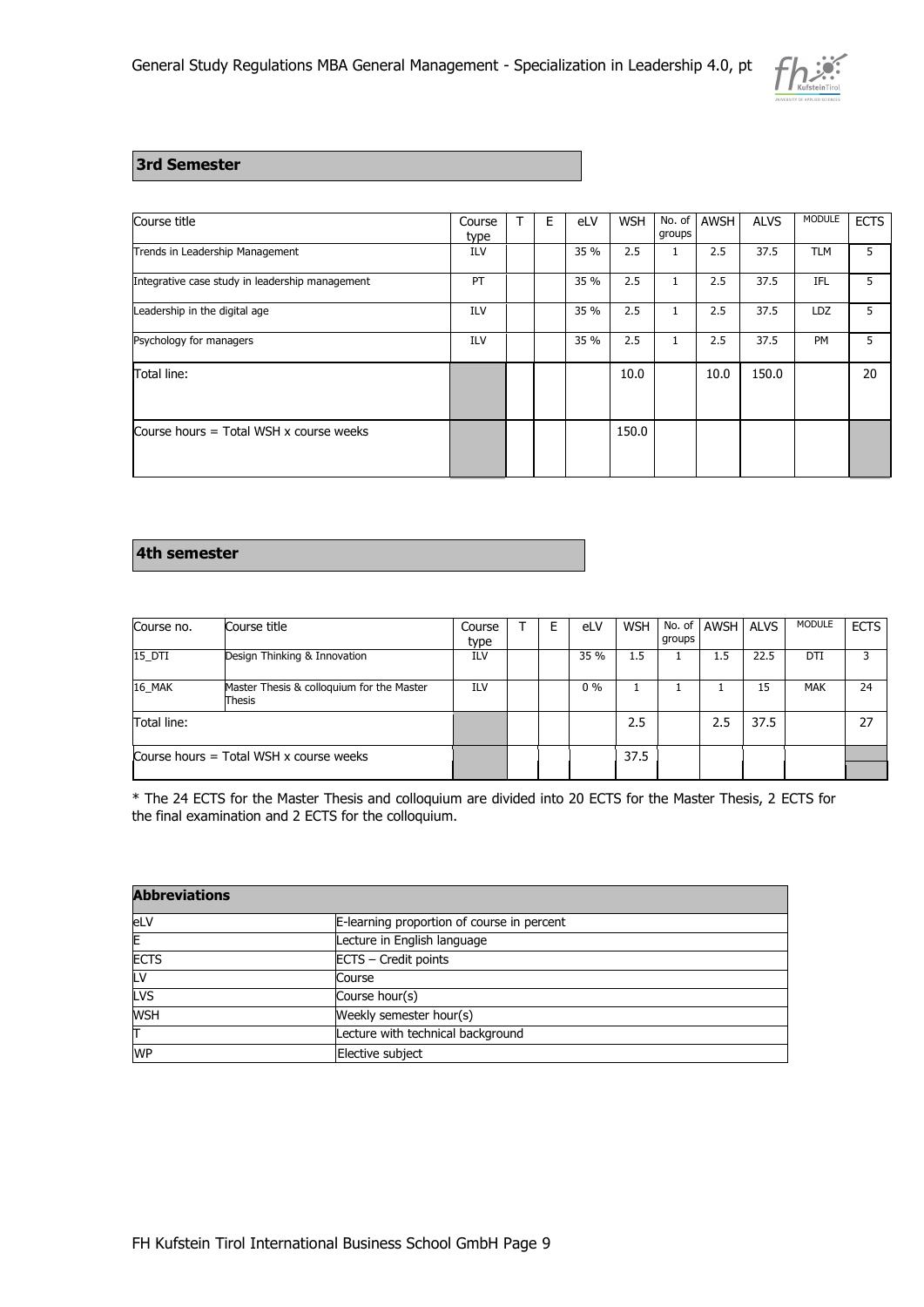## 3rd Semester

| Course title | Course type | T | E | eLV | WSH | No. of groups | AWSH | ALVS | MODULE | ECTS |
|---|---|---|---|---|---|---|---|---|---|---|
| Trends in Leadership Management | ILV | | | 35 % | 2.5 | 1 | 2.5 | 37.5 | TLM | 5 |
| Integrative case study in leadership management | PT | | | 35 % | 2.5 | 1 | 2.5 | 37.5 | IFL | 5 |
| Leadership in the digital age | ILV | | | 35 % | 2.5 | 1 | 2.5 | 37.5 | LDZ | 5 |
| Psychology for managers | ILV | | | 35 % | 2.5 | 1 | 2.5 | 37.5 | PM | 5 |
| Total line: | | | | | 10.0 | | 10.0 | 150.0 | | 20 |
| Course hours = Total WSH x course weeks | | | | | 150.0 | | | | | |

## 4th semester

| Course no. | Course title | Course type | T | E | eLV | WSH | No. of groups | AWSH | ALVS | MODULE | ECTS |
|---|---|---|---|---|---|---|---|---|---|---|---|
| 15_DTI | Design Thinking & Innovation | ILV | | | 35 % | 1.5 | 1 | 1.5 | 22.5 | DTI | 3 |
| 16_MAK | Master Thesis & colloquium for the Master Thesis | ILV | | | 0 % | 1 | 1 | 1 | 15 | MAK | 24 |
| Total line: | | | | | | 2.5 | | 2.5 | 37.5 | | 27 |
| Course hours = Total WSH x course weeks | | | | | | 37.5 | | | | | |

* The 24 ECTS for the Master Thesis and colloquium are divided into 20 ECTS for the Master Thesis, 2 ECTS for the final examination and 2 ECTS for the colloquium.

| Abbreviations | |
|---|---|
| eLV | E-learning proportion of course in percent |
| E | Lecture in English language |
| ECTS | ECTS – Credit points |
| LV | Course |
| LVS | Course hour(s) |
| WSH | Weekly semester hour(s) |
| T | Lecture with technical background |
| WP | Elective subject |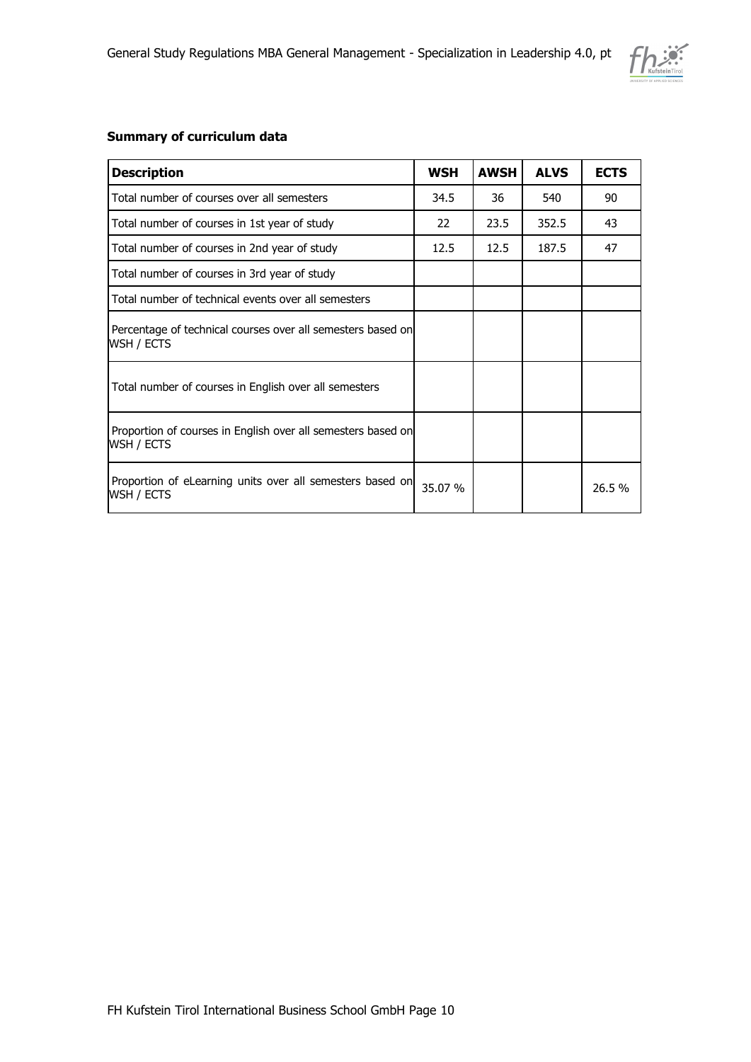**Summary of curriculum data**

| Description | WSH | AWSH | ALVS | ECTS |
| --- | --- | --- | --- | --- |
| Total number of courses over all semesters | 34.5 | 36 | 540 | 90 |
| Total number of courses in 1st year of study | 22 | 23.5 | 352.5 | 43 |
| Total number of courses in 2nd year of study | 12.5 | 12.5 | 187.5 | 47 |
| Total number of courses in 3rd year of study | | | | |
| Total number of technical events over all semesters | | | | |
| Percentage of technical courses over all semesters based on WSH / ECTS | | | | |
| Total number of courses in English over all semesters | | | | |
| Proportion of courses in English over all semesters based on WSH / ECTS | | | | |
| Proportion of eLearning units over all semesters based on WSH / ECTS | 35.07 % | | | 26.5 % |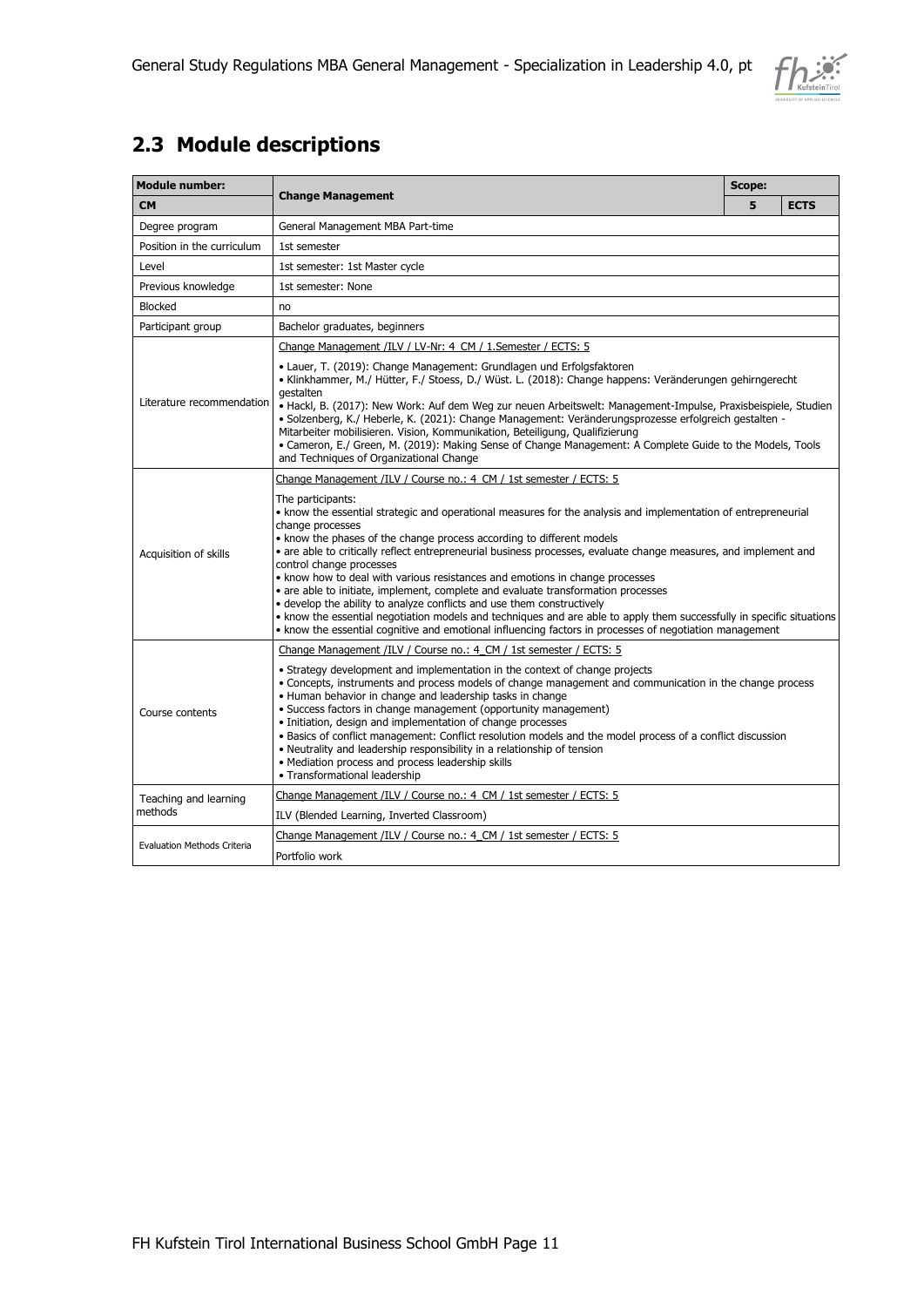## 2.3 Module descriptions

| Module number: | Change Management | Scope: | |
|---|---|---|---|
| CM | | 5 | ECTS |
| Degree program | General Management MBA Part-time | | |
| Position in the curriculum | 1st semester | | |
| Level | 1st semester: 1st Master cycle | | |
| Previous knowledge | 1st semester: None | | |
| Blocked | no | | |
| Participant group | Bachelor graduates, beginners | | |
| Literature recommendation | Change Management /ILV / LV-Nr: 4_CM / 1.Semester / ECTS: 5<br><br>• Lauer, T. (2019): Change Management: Grundlagen und Erfolgsfaktoren<br>• Klinkhammer, M./ Hütter, F./ Stoess, D./ Wüst. L. (2018): Change happens: Veränderungen gehirngerecht gestalten<br>• Hackl, B. (2017): New Work: Auf dem Weg zur neuen Arbeitswelt: Management-Impulse, Praxisbeispiele, Studien<br>• Solzenberg, K./ Heberle, K. (2021): Change Management: Veränderungsprozesse erfolgreich gestalten - Mitarbeiter mobilisieren. Vision, Kommunikation, Beteiligung, Qualifizierung<br>• Cameron, E./ Green, M. (2019): Making Sense of Change Management: A Complete Guide to the Models, Tools and Techniques of Organizational Change | | |
| Acquisition of skills | Change Management /ILV / Course no.: 4_CM / 1st semester / ECTS: 5<br><br>The participants:<br>• know the essential strategic and operational measures for the analysis and implementation of entrepreneurial change processes<br>• know the phases of the change process according to different models<br>• are able to critically reflect entrepreneurial business processes, evaluate change measures, and implement and control change processes<br>• know how to deal with various resistances and emotions in change processes<br>• are able to initiate, implement, complete and evaluate transformation processes<br>• develop the ability to analyze conflicts and use them constructively<br>• know the essential negotiation models and techniques and are able to apply them successfully in specific situations<br>• know the essential cognitive and emotional influencing factors in processes of negotiation management | | |
| Course contents | Change Management /ILV / Course no.: 4_CM / 1st semester / ECTS: 5<br><br>• Strategy development and implementation in the context of change projects<br>• Concepts, instruments and process models of change management and communication in the change process<br>• Human behavior in change and leadership tasks in change<br>• Success factors in change management (opportunity management)<br>• Initiation, design and implementation of change processes<br>• Basics of conflict management: Conflict resolution models and the model process of a conflict discussion<br>• Neutrality and leadership responsibility in a relationship of tension<br>• Mediation process and process leadership skills<br>• Transformational leadership | | |
| Teaching and learning methods | Change Management /ILV / Course no.: 4_CM / 1st semester / ECTS: 5<br><br>ILV (Blended Learning, Inverted Classroom) | | |
| Evaluation Methods Criteria | Change Management /ILV / Course no.: 4_CM / 1st semester / ECTS: 5<br><br>Portfolio work | | |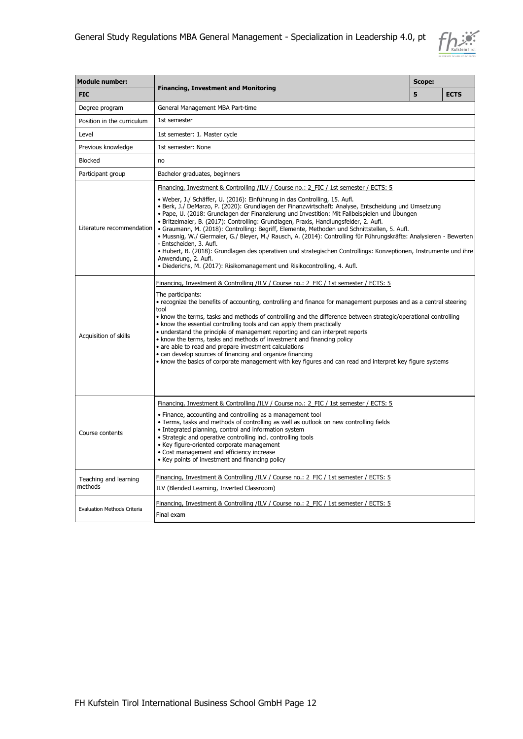| Module number: | Financing, Investment and Monitoring | Scope: | |
|---|---|---|---|
| **FIC** | | **5** | **ECTS** |
| Degree program | General Management MBA Part-time | | |
| Position in the curriculum | 1st semester | | |
| Level | 1st semester: 1. Master cycle | | |
| Previous knowledge | 1st semester: None | | |
| Blocked | no | | |
| Participant group | Bachelor graduates, beginners | | |
| Literature recommendation | Financing, Investment & Controlling /ILV / Course no.: 2_FIC / 1st semester / ECTS: 5<br><br>• Weber, J./ Schäffer, U. (2016): Einführung in das Controlling, 15. Aufl.<br>• Berk, J./ DeMarzo, P. (2020): Grundlagen der Finanzwirtschaft: Analyse, Entscheidung und Umsetzung<br>• Pape, U. (2018: Grundlagen der Finanzierung und Investition: Mit Fallbeispielen und Übungen<br>• Britzelmaier, B. (2017): Controlling: Grundlagen, Praxis, Handlungsfelder, 2. Aufl.<br>• Graumann, M. (2018): Controlling: Begriff, Elemente, Methoden und Schnittstellen, 5. Aufl.<br>• Mussnig, W./ Giermaier, G./ Bleyer, M./ Rausch, A. (2014): Controlling für Führungskräfte: Analysieren - Bewerten - Entscheiden, 3. Aufl.<br>• Hubert, B. (2018): Grundlagen des operativen und strategischen Controllings: Konzeptionen, Instrumente und ihre Anwendung, 2. Aufl.<br>• Diederichs, M. (2017): Risikomanagement und Risikocontrolling, 4. Aufl. | | |
| Acquisition of skills | Financing, Investment & Controlling /ILV / Course no.: 2_FIC / 1st semester / ECTS: 5<br><br>The participants:<br>• recognize the benefits of accounting, controlling and finance for management purposes and as a central steering tool<br>• know the terms, tasks and methods of controlling and the difference between strategic/operational controlling<br>• know the essential controlling tools and can apply them practically<br>• understand the principle of management reporting and can interpret reports<br>• know the terms, tasks and methods of investment and financing policy<br>• are able to read and prepare investment calculations<br>• can develop sources of financing and organize financing<br>• know the basics of corporate management with key figures and can read and interpret key figure systems | | |
| Course contents | Financing, Investment & Controlling /ILV / Course no.: 2_FIC / 1st semester / ECTS: 5<br><br>• Finance, accounting and controlling as a management tool<br>• Terms, tasks and methods of controlling as well as outlook on new controlling fields<br>• Integrated planning, control and information system<br>• Strategic and operative controlling incl. controlling tools<br>• Key figure-oriented corporate management<br>• Cost management and efficiency increase<br>• Key points of investment and financing policy | | |
| Teaching and learning methods | Financing, Investment & Controlling /ILV / Course no.: 2_FIC / 1st semester / ECTS: 5<br>ILV (Blended Learning, Inverted Classroom) | | |
| Evaluation Methods Criteria | Financing, Investment & Controlling /ILV / Course no.: 2_FIC / 1st semester / ECTS: 5<br>Final exam | | |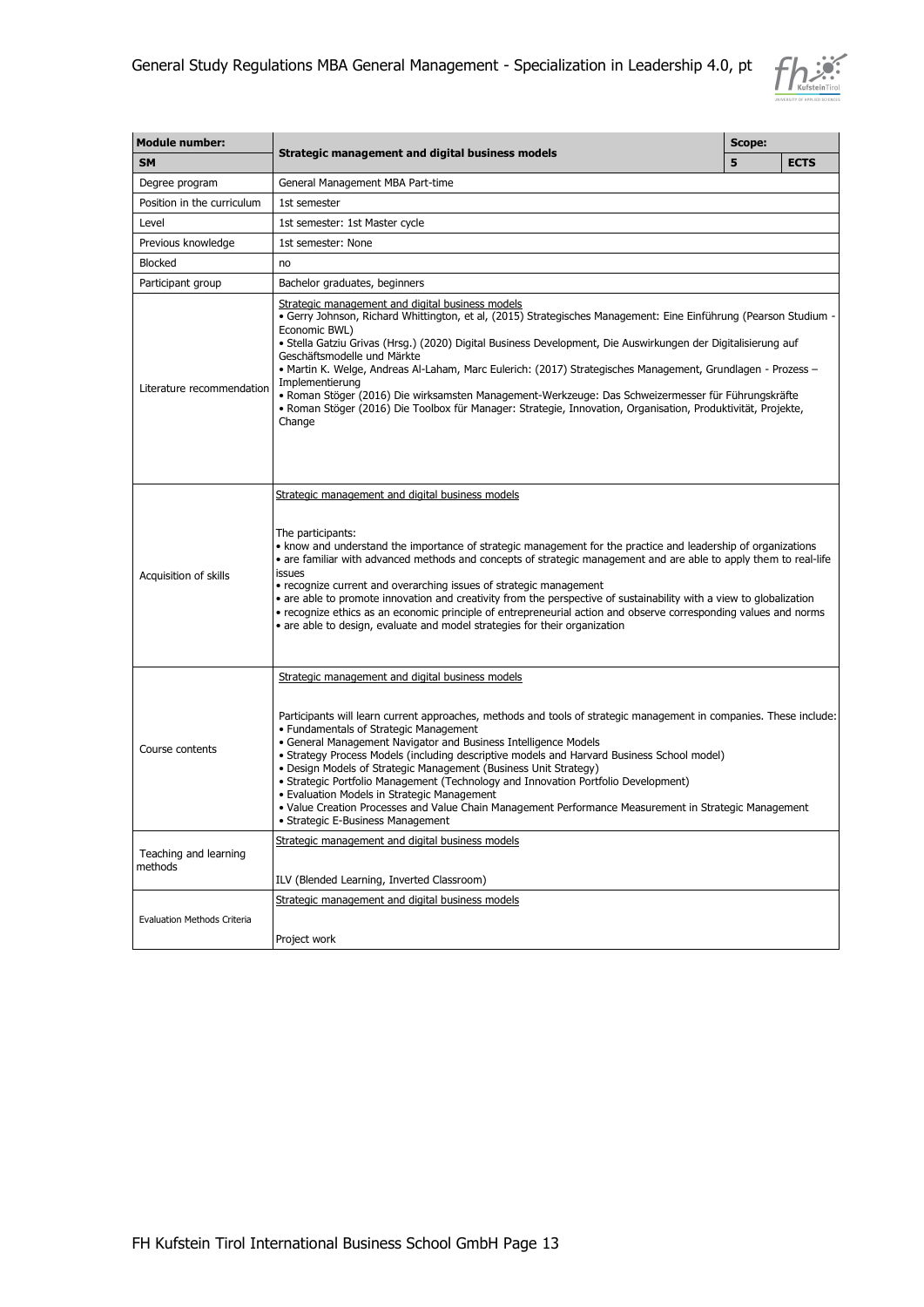| Module number: | Strategic management and digital business models | Scope: | |
|---|---|---|---|
| **SM** | | **5** | **ECTS** |
| Degree program | General Management MBA Part-time | | |
| Position in the curriculum | 1st semester | | |
| Level | 1st semester: 1st Master cycle | | |
| Previous knowledge | 1st semester: None | | |
| Blocked | no | | |
| Participant group | Bachelor graduates, beginners | | |
| Literature recommendation | Strategic management and digital business models<br>• Gerry Johnson, Richard Whittington, et al, (2015) Strategisches Management: Eine Einführung (Pearson Studium - Economic BWL)<br>• Stella Gatziu Grivas (Hrsg.) (2020) Digital Business Development, Die Auswirkungen der Digitalisierung auf Geschäftsmodelle und Märkte<br>• Martin K. Welge, Andreas Al-Laham, Marc Eulerich: (2017) Strategisches Management, Grundlagen - Prozess – Implementierung<br>• Roman Stöger (2016) Die wirksamsten Management-Werkzeuge: Das Schweizermesser für Führungskräfte<br>• Roman Stöger (2016) Die Toolbox für Manager: Strategie, Innovation, Organisation, Produktivität, Projekte, Change | | |
| Acquisition of skills | Strategic management and digital business models<br><br>The participants:<br>• know and understand the importance of strategic management for the practice and leadership of organizations<br>• are familiar with advanced methods and concepts of strategic management and are able to apply them to real-life issues<br>• recognize current and overarching issues of strategic management<br>• are able to promote innovation and creativity from the perspective of sustainability with a view to globalization<br>• recognize ethics as an economic principle of entrepreneurial action and observe corresponding values and norms<br>• are able to design, evaluate and model strategies for their organization | | |
| Course contents | Strategic management and digital business models<br><br>Participants will learn current approaches, methods and tools of strategic management in companies. These include:<br>• Fundamentals of Strategic Management<br>• General Management Navigator and Business Intelligence Models<br>• Strategy Process Models (including descriptive models and Harvard Business School model)<br>• Design Models of Strategic Management (Business Unit Strategy)<br>• Strategic Portfolio Management (Technology and Innovation Portfolio Development)<br>• Evaluation Models in Strategic Management<br>• Value Creation Processes and Value Chain Management Performance Measurement in Strategic Management<br>• Strategic E-Business Management | | |
| Teaching and learning methods | Strategic management and digital business models<br><br>ILV (Blended Learning, Inverted Classroom) | | |
| Evaluation Methods Criteria | Strategic management and digital business models<br><br>Project work | | |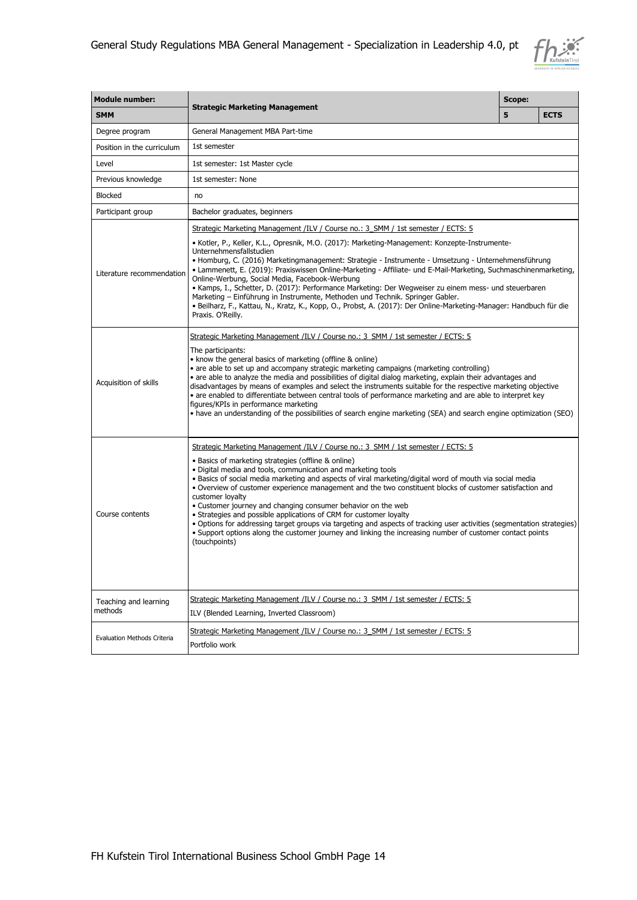| Module number: | Strategic Marketing Management | Scope: | |
|---|---|---|---|
| **SMM** | | **5** | **ECTS** |
| Degree program | General Management MBA Part-time | | |
| Position in the curriculum | 1st semester | | |
| Level | 1st semester: 1st Master cycle | | |
| Previous knowledge | 1st semester: None | | |
| Blocked | no | | |
| Participant group | Bachelor graduates, beginners | | |
| Literature recommendation | Strategic Marketing Management /ILV / Course no.: 3_SMM / 1st semester / ECTS: 5<br>• Kotler, P., Keller, K.L., Opresnik, M.O. (2017): Marketing-Management: Konzepte-Instrumente-Unternehmensfallstudien<br>• Homburg, C. (2016) Marketingmanagement: Strategie - Instrumente - Umsetzung - Unternehmensführung<br>• Lammenett, E. (2019): Praxiswissen Online-Marketing - Affiliate- und E-Mail-Marketing, Suchmaschinenmarketing, Online-Werbung, Social Media, Facebook-Werbung<br>• Kamps, I., Schetter, D. (2017): Performance Marketing: Der Wegweiser zu einem mess- und steuerbaren Marketing – Einführung in Instrumente, Methoden und Technik. Springer Gabler.<br>• Beilharz, F., Kattau, N., Kratz, K., Kopp, O., Probst, A. (2017): Der Online-Marketing-Manager: Handbuch für die Praxis. O'Reilly. | | |
| Acquisition of skills | Strategic Marketing Management /ILV / Course no.: 3_SMM / 1st semester / ECTS: 5<br>The participants:<br>• know the general basics of marketing (offline & online)<br>• are able to set up and accompany strategic marketing campaigns (marketing controlling)<br>• are able to analyze the media and possibilities of digital dialog marketing, explain their advantages and disadvantages by means of examples and select the instruments suitable for the respective marketing objective<br>• are enabled to differentiate between central tools of performance marketing and are able to interpret key figures/KPIs in performance marketing<br>• have an understanding of the possibilities of search engine marketing (SEA) and search engine optimization (SEO) | | |
| Course contents | Strategic Marketing Management /ILV / Course no.: 3_SMM / 1st semester / ECTS: 5<br>• Basics of marketing strategies (offline & online)<br>• Digital media and tools, communication and marketing tools<br>• Basics of social media marketing and aspects of viral marketing/digital word of mouth via social media<br>• Overview of customer experience management and the two constituent blocks of customer satisfaction and customer loyalty<br>• Customer journey and changing consumer behavior on the web<br>• Strategies and possible applications of CRM for customer loyalty<br>• Options for addressing target groups via targeting and aspects of tracking user activities (segmentation strategies)<br>• Support options along the customer journey and linking the increasing number of customer contact points (touchpoints) | | |
| Teaching and learning methods | Strategic Marketing Management /ILV / Course no.: 3_SMM / 1st semester / ECTS: 5<br>ILV (Blended Learning, Inverted Classroom) | | |
| Evaluation Methods Criteria | Strategic Marketing Management /ILV / Course no.: 3_SMM / 1st semester / ECTS: 5<br>Portfolio work | | |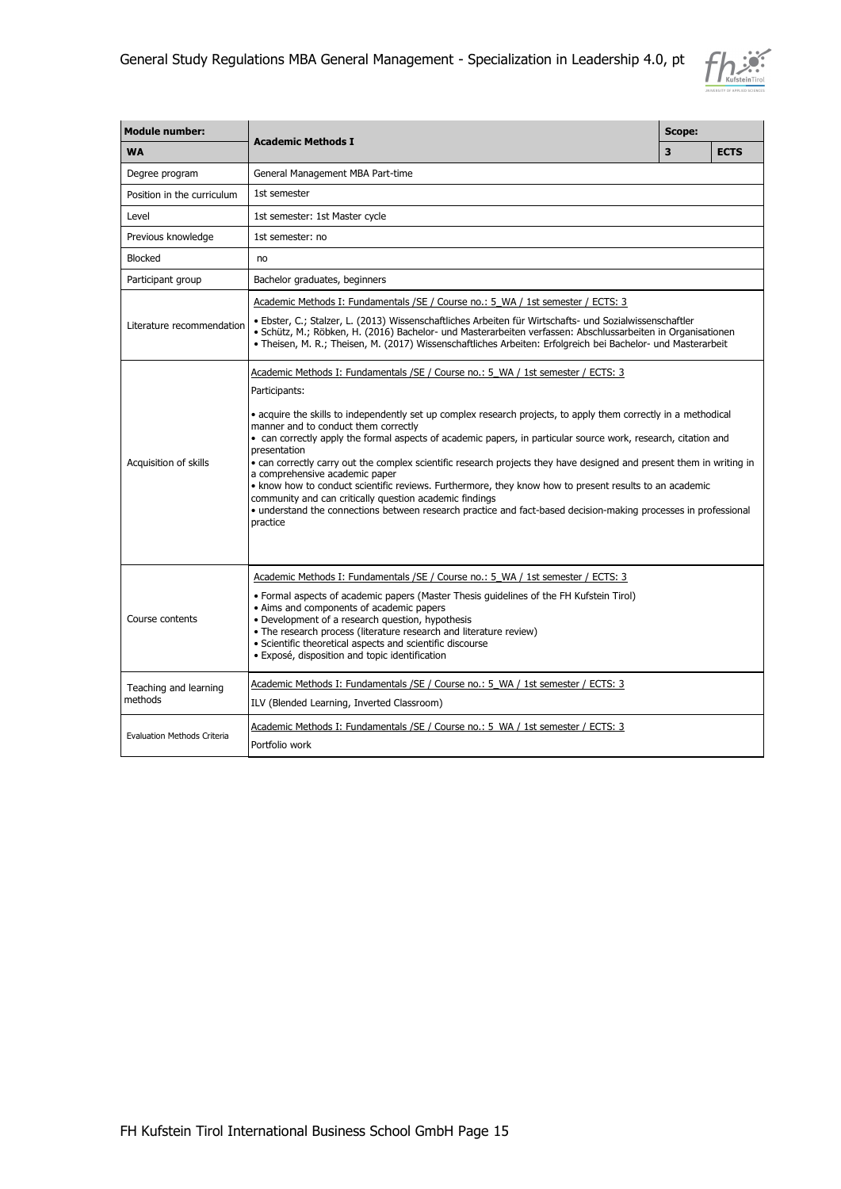| Module number: | Academic Methods I | Scope: | |
|---|---|---|---|
| **WA** | | **3** | **ECTS** |
| Degree program | General Management MBA Part-time | | |
| Position in the curriculum | 1st semester | | |
| Level | 1st semester: 1st Master cycle | | |
| Previous knowledge | 1st semester: no | | |
| Blocked | no | | |
| Participant group | Bachelor graduates, beginners | | |
| Literature recommendation | Academic Methods I: Fundamentals /SE / Course no.: 5_WA / 1st semester / ECTS: 3<br>• Ebster, C.; Stalzer, L. (2013) Wissenschaftliches Arbeiten für Wirtschafts- und Sozialwissenschaftler<br>• Schütz, M.; Röbken, H. (2016) Bachelor- und Masterarbeiten verfassen: Abschlussarbeiten in Organisationen<br>• Theisen, M. R.; Theisen, M. (2017) Wissenschaftliches Arbeiten: Erfolgreich bei Bachelor- und Masterarbeit | | |
| Acquisition of skills | Academic Methods I: Fundamentals /SE / Course no.: 5_WA / 1st semester / ECTS: 3<br>Participants:<br>• acquire the skills to independently set up complex research projects, to apply them correctly in a methodical manner and to conduct them correctly<br>• can correctly apply the formal aspects of academic papers, in particular source work, research, citation and presentation<br>• can correctly carry out the complex scientific research projects they have designed and present them in writing in a comprehensive academic paper<br>• know how to conduct scientific reviews. Furthermore, they know how to present results to an academic community and can critically question academic findings<br>• understand the connections between research practice and fact-based decision-making processes in professional practice | | |
| Course contents | Academic Methods I: Fundamentals /SE / Course no.: 5_WA / 1st semester / ECTS: 3<br>• Formal aspects of academic papers (Master Thesis guidelines of the FH Kufstein Tirol)<br>• Aims and components of academic papers<br>• Development of a research question, hypothesis<br>• The research process (literature research and literature review)<br>• Scientific theoretical aspects and scientific discourse<br>• Exposé, disposition and topic identification | | |
| Teaching and learning methods | Academic Methods I: Fundamentals /SE / Course no.: 5_WA / 1st semester / ECTS: 3<br>ILV (Blended Learning, Inverted Classroom) | | |
| Evaluation Methods Criteria | Academic Methods I: Fundamentals /SE / Course no.: 5_WA / 1st semester / ECTS: 3<br>Portfolio work | | |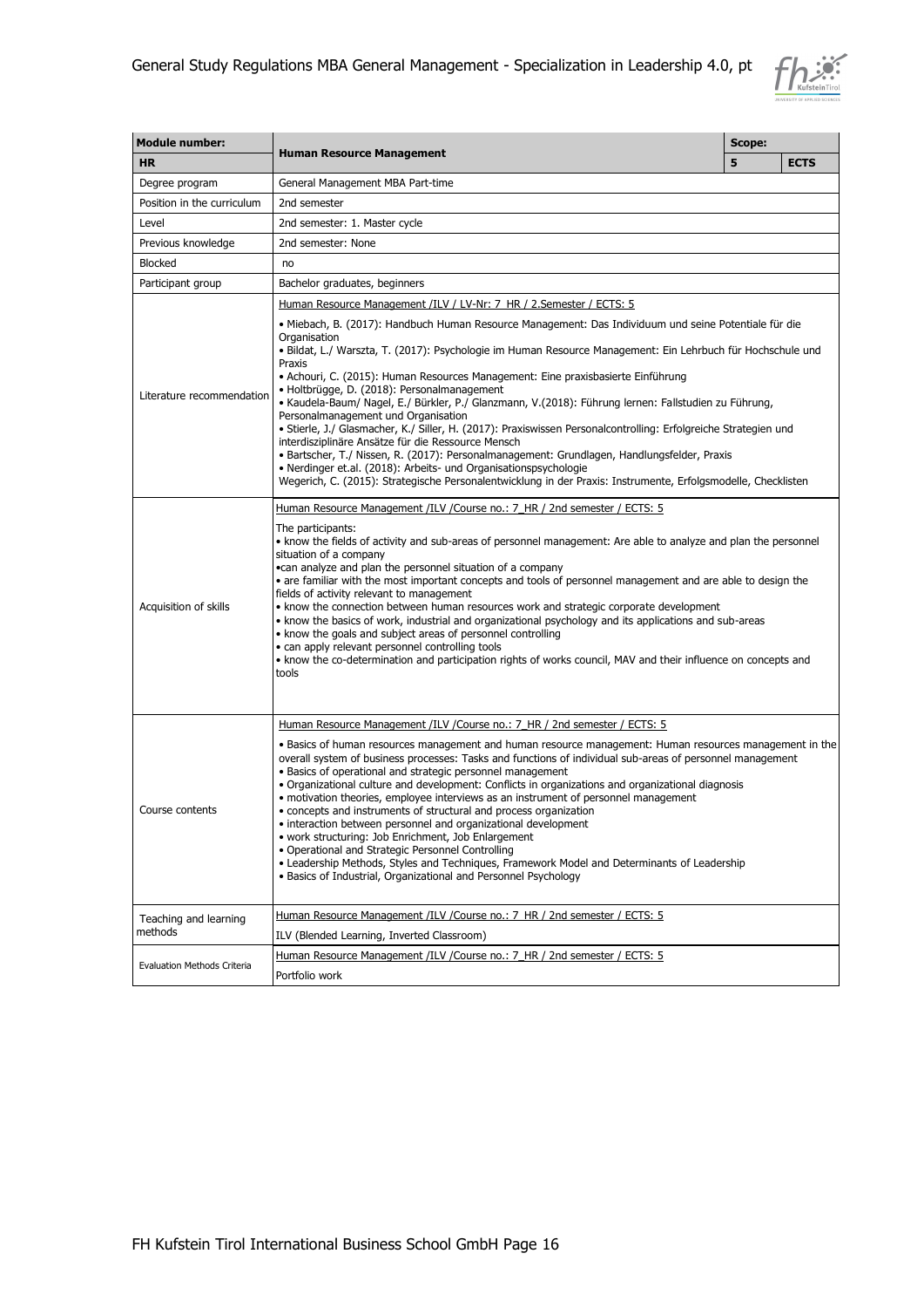| Module number: | Human Resource Management | Scope: | |
|---|---|---|---|
| **HR** | | **5** | **ECTS** |
| Degree program | General Management MBA Part-time | | |
| Position in the curriculum | 2nd semester | | |
| Level | 2nd semester: 1. Master cycle | | |
| Previous knowledge | 2nd semester: None | | |
| Blocked | no | | |
| Participant group | Bachelor graduates, beginners | | |
| Literature recommendation | Human Resource Management /ILV / LV-Nr: 7_HR / 2.Semester / ECTS: 5<br><br>• Miebach, B. (2017): Handbuch Human Resource Management: Das Individuum und seine Potentiale für die Organisation<br>• Bildat, L./ Warszta, T. (2017): Psychologie im Human Resource Management: Ein Lehrbuch für Hochschule und Praxis<br>• Achouri, C. (2015): Human Resources Management: Eine praxisbasierte Einführung<br>• Holtbrügge, D. (2018): Personalmanagement<br>• Kaudela-Baum/ Nagel, E./ Bürkler, P./ Glanzmann, V.(2018): Führung lernen: Fallstudien zu Führung, Personalmanagement und Organisation<br>• Stierle, J./ Glasmacher, K./ Siller, H. (2017): Praxiswissen Personalcontrolling: Erfolgreiche Strategien und interdisziplinäre Ansätze für die Ressource Mensch<br>• Bartscher, T./ Nissen, R. (2017): Personalmanagement: Grundlagen, Handlungsfelder, Praxis<br>• Nerdinger et.al. (2018): Arbeits- und Organisationspsychologie<br>Wegerich, C. (2015): Strategische Personalentwicklung in der Praxis: Instrumente, Erfolgsmodelle, Checklisten | | |
| Acquisition of skills | Human Resource Management /ILV /Course no.: 7_HR / 2nd semester / ECTS: 5<br><br>The participants:<br>• know the fields of activity and sub-areas of personnel management: Are able to analyze and plan the personnel situation of a company<br>•can analyze and plan the personnel situation of a company<br>• are familiar with the most important concepts and tools of personnel management and are able to design the fields of activity relevant to management<br>• know the connection between human resources work and strategic corporate development<br>• know the basics of work, industrial and organizational psychology and its applications and sub-areas<br>• know the goals and subject areas of personnel controlling<br>• can apply relevant personnel controlling tools<br>• know the co-determination and participation rights of works council, MAV and their influence on concepts and tools | | |
| Course contents | Human Resource Management /ILV /Course no.: 7_HR / 2nd semester / ECTS: 5<br><br>• Basics of human resources management and human resource management: Human resources management in the overall system of business processes: Tasks and functions of individual sub-areas of personnel management<br>• Basics of operational and strategic personnel management<br>• Organizational culture and development: Conflicts in organizations and organizational diagnosis<br>• motivation theories, employee interviews as an instrument of personnel management<br>• concepts and instruments of structural and process organization<br>• interaction between personnel and organizational development<br>• work structuring: Job Enrichment, Job Enlargement<br>• Operational and Strategic Personnel Controlling<br>• Leadership Methods, Styles and Techniques, Framework Model and Determinants of Leadership<br>• Basics of Industrial, Organizational and Personnel Psychology | | |
| Teaching and learning methods | Human Resource Management /ILV /Course no.: 7_HR / 2nd semester / ECTS: 5<br><br>ILV (Blended Learning, Inverted Classroom) | | |
| Evaluation Methods Criteria | Human Resource Management /ILV /Course no.: 7_HR / 2nd semester / ECTS: 5<br><br>Portfolio work | | |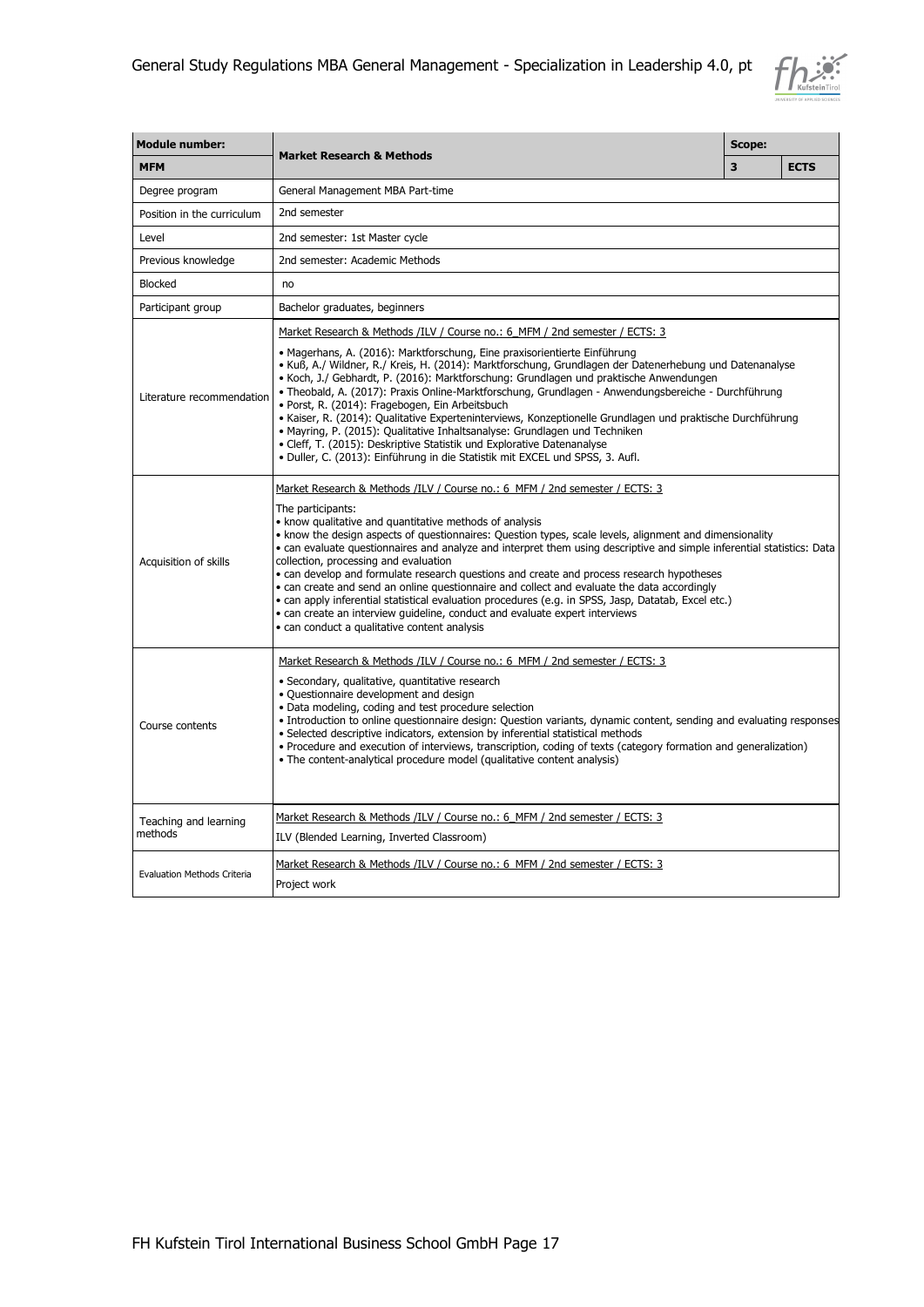| Module number: | Market Research & Methods | Scope: | |
|---|---|---|---|
| MFM | | 3 | ECTS |
| Degree program | General Management MBA Part-time | | |
| Position in the curriculum | 2nd semester | | |
| Level | 2nd semester: 1st Master cycle | | |
| Previous knowledge | 2nd semester: Academic Methods | | |
| Blocked | no | | |
| Participant group | Bachelor graduates, beginners | | |
| Literature recommendation | Market Research & Methods /ILV / Course no.: 6_MFM / 2nd semester / ECTS: 3<br><br>• Magerhans, A. (2016): Marktforschung, Eine praxisorientierte Einführung<br>• Kuß, A./ Wildner, R./ Kreis, H. (2014): Marktforschung, Grundlagen der Datenerhebung und Datenanalyse<br>• Koch, J./ Gebhardt, P. (2016): Marktforschung: Grundlagen und praktische Anwendungen<br>• Theobald, A. (2017): Praxis Online-Marktforschung, Grundlagen - Anwendungsbereiche - Durchführung<br>• Porst, R. (2014): Fragebogen, Ein Arbeitsbuch<br>• Kaiser, R. (2014): Qualitative Experteninterviews, Konzeptionelle Grundlagen und praktische Durchführung<br>• Mayring, P. (2015): Qualitative Inhaltsanalyse: Grundlagen und Techniken<br>• Cleff, T. (2015): Deskriptive Statistik und Explorative Datenanalyse<br>• Duller, C. (2013): Einführung in die Statistik mit EXCEL und SPSS, 3. Aufl. | | |
| Acquisition of skills | Market Research & Methods /ILV / Course no.: 6_MFM / 2nd semester / ECTS: 3<br><br>The participants:<br>• know qualitative and quantitative methods of analysis<br>• know the design aspects of questionnaires: Question types, scale levels, alignment and dimensionality<br>• can evaluate questionnaires and analyze and interpret them using descriptive and simple inferential statistics: Data collection, processing and evaluation<br>• can develop and formulate research questions and create and process research hypotheses<br>• can create and send an online questionnaire and collect and evaluate the data accordingly<br>• can apply inferential statistical evaluation procedures (e.g. in SPSS, Jasp, Datatab, Excel etc.)<br>• can create an interview guideline, conduct and evaluate expert interviews<br>• can conduct a qualitative content analysis | | |
| Course contents | Market Research & Methods /ILV / Course no.: 6_MFM / 2nd semester / ECTS: 3<br><br>• Secondary, qualitative, quantitative research<br>• Questionnaire development and design<br>• Data modeling, coding and test procedure selection<br>• Introduction to online questionnaire design: Question variants, dynamic content, sending and evaluating responses<br>• Selected descriptive indicators, extension by inferential statistical methods<br>• Procedure and execution of interviews, transcription, coding of texts (category formation and generalization)<br>• The content-analytical procedure model (qualitative content analysis) | | |
| Teaching and learning methods | Market Research & Methods /ILV / Course no.: 6_MFM / 2nd semester / ECTS: 3<br><br>ILV (Blended Learning, Inverted Classroom) | | |
| Evaluation Methods Criteria | Market Research & Methods /ILV / Course no.: 6_MFM / 2nd semester / ECTS: 3<br><br>Project work | | |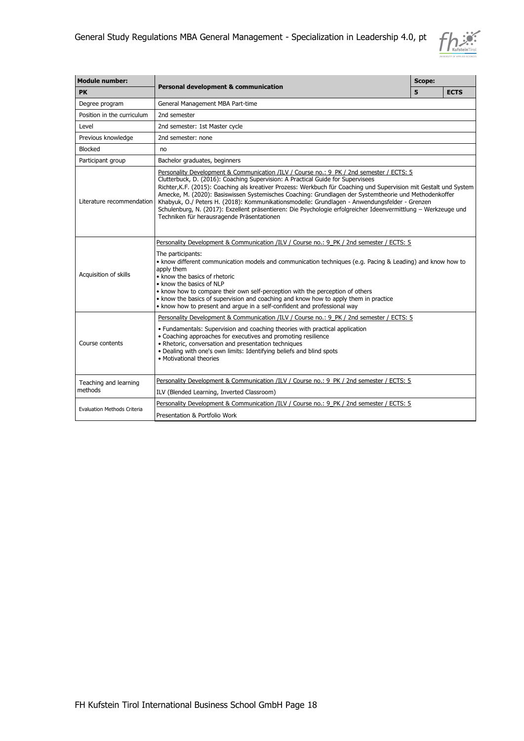| Module number: | Personal development & communication | Scope: | |
|---|---|---|---|
| **PK** | | **5** | **ECTS** |
| Degree program | General Management MBA Part-time | | |
| Position in the curriculum | 2nd semester | | |
| Level | 2nd semester: 1st Master cycle | | |
| Previous knowledge | 2nd semester: none | | |
| Blocked | no | | |
| Participant group | Bachelor graduates, beginners | | |
| Literature recommendation | Personality Development & Communication /ILV / Course no.: 9_PK / 2nd semester / ECTS: 5<br>Clutterbuck, D. (2016): Coaching Supervision: A Practical Guide for Supervisees<br>Richter,K.F. (2015): Coaching als kreativer Prozess: Werkbuch für Coaching und Supervision mit Gestalt und System<br>Amecke, M. (2020): Basiswissen Systemisches Coaching: Grundlagen der Systemtheorie und Methodenkoffer<br>Khabyuk, O./ Peters H. (2018): Kommunikationsmodelle: Grundlagen - Anwendungsfelder - Grenzen<br>Schulenburg, N. (2017): Exzellent präsentieren: Die Psychologie erfolgreicher Ideenvermittlung – Werkzeuge und Techniken für herausragende Präsentationen | | |
| Acquisition of skills | Personality Development & Communication /ILV / Course no.: 9_PK / 2nd semester / ECTS: 5<br>The participants:<br>• know different communication models and communication techniques (e.g. Pacing & Leading) and know how to apply them<br>• know the basics of rhetoric<br>• know the basics of NLP<br>• know how to compare their own self-perception with the perception of others<br>• know the basics of supervision and coaching and know how to apply them in practice<br>• know how to present and argue in a self-confident and professional way | | |
| Course contents | Personality Development & Communication /ILV / Course no.: 9_PK / 2nd semester / ECTS: 5<br>• Fundamentals: Supervision and coaching theories with practical application<br>• Coaching approaches for executives and promoting resilience<br>• Rhetoric, conversation and presentation techniques<br>• Dealing with one's own limits: Identifying beliefs and blind spots<br>• Motivational theories | | |
| Teaching and learning methods | Personality Development & Communication /ILV / Course no.: 9_PK / 2nd semester / ECTS: 5<br>ILV (Blended Learning, Inverted Classroom) | | |
| Evaluation Methods Criteria | Personality Development & Communication /ILV / Course no.: 9_PK / 2nd semester / ECTS: 5<br>Presentation & Portfolio Work | | |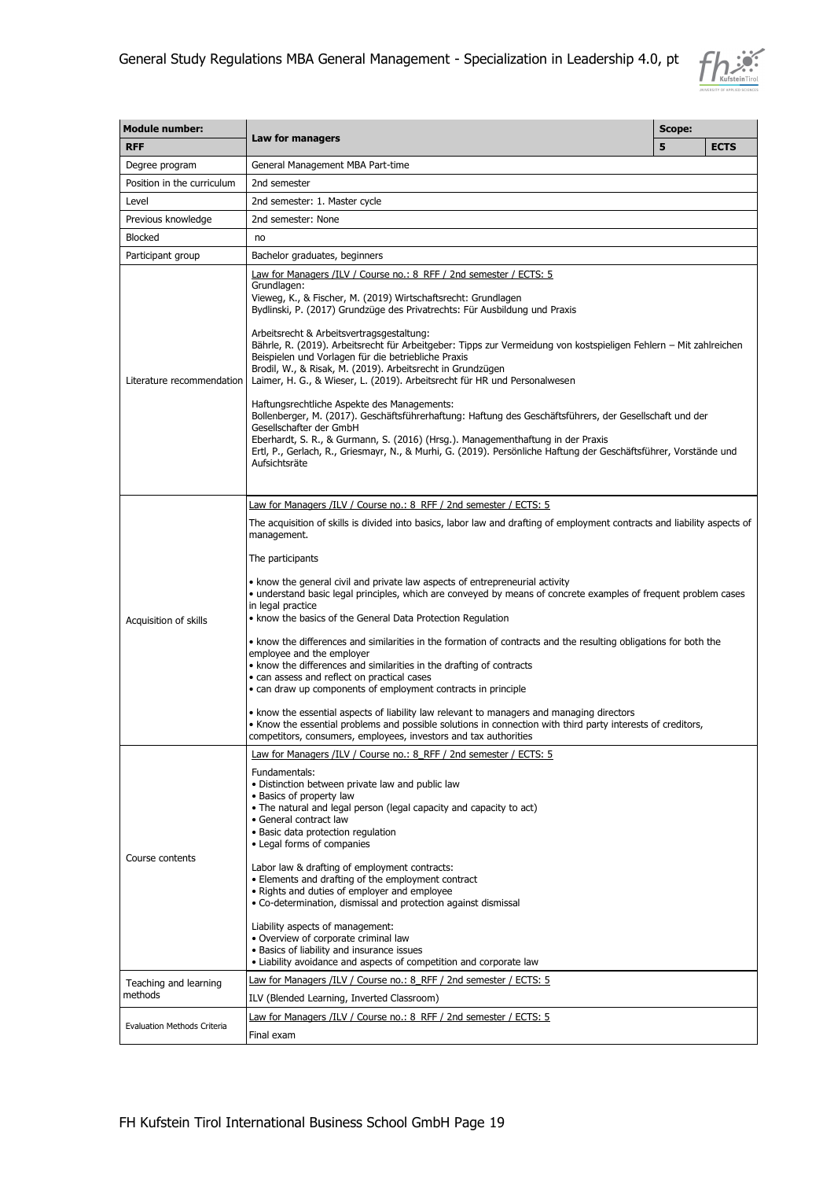| Module number: | Law for managers | Scope: | |
|---|---|---|---|
| **RFF** | | **5** | **ECTS** |
| Degree program | General Management MBA Part-time | | |
| Position in the curriculum | 2nd semester | | |
| Level | 2nd semester: 1. Master cycle | | |
| Previous knowledge | 2nd semester: None | | |
| Blocked | no | | |
| Participant group | Bachelor graduates, beginners | | |
| Literature recommendation | Law for Managers /ILV / Course no.: 8_RFF / 2nd semester / ECTS: 5<br>Grundlagen:<br>Vieweg, K., & Fischer, M. (2019) Wirtschaftsrecht: Grundlagen<br>Bydlinski, P. (2017) Grundzüge des Privatrechts: Für Ausbildung und Praxis<br><br>Arbeitsrecht & Arbeitsvertragsgestaltung:<br>Bährle, R. (2019). Arbeitsrecht für Arbeitgeber: Tipps zur Vermeidung von kostspieligen Fehlern – Mit zahlreichen Beispielen und Vorlagen für die betriebliche Praxis<br>Brodil, W., & Risak, M. (2019). Arbeitsrecht in Grundzügen<br>Laimer, H. G., & Wieser, L. (2019). Arbeitsrecht für HR und Personalwesen<br><br>Haftungsrechtliche Aspekte des Managements:<br>Bollenberger, M. (2017). Geschäftsführerhaftung: Haftung des Geschäftsführers, der Gesellschaft und der Gesellschafter der GmbH<br>Eberhardt, S. R., & Gurmann, S. (2016) (Hrsg.). Managementhaftung in der Praxis<br>Ertl, P., Gerlach, R., Griesmayr, N., & Murhi, G. (2019). Persönliche Haftung der Geschäftsführer, Vorstände und Aufsichtsräte | | |
| Acquisition of skills | Law for Managers /ILV / Course no.: 8_RFF / 2nd semester / ECTS: 5<br><br>The acquisition of skills is divided into basics, labor law and drafting of employment contracts and liability aspects of management.<br><br>The participants<br><br>• know the general civil and private law aspects of entrepreneurial activity<br>• understand basic legal principles, which are conveyed by means of concrete examples of frequent problem cases in legal practice<br>• know the basics of the General Data Protection Regulation<br><br>• know the differences and similarities in the formation of contracts and the resulting obligations for both the employee and the employer<br>• know the differences and similarities in the drafting of contracts<br>• can assess and reflect on practical cases<br>• can draw up components of employment contracts in principle<br><br>• know the essential aspects of liability law relevant to managers and managing directors<br>• Know the essential problems and possible solutions in connection with third party interests of creditors, competitors, consumers, employees, investors and tax authorities | | |
| Course contents | Law for Managers /ILV / Course no.: 8_RFF / 2nd semester / ECTS: 5<br><br>Fundamentals:<br>• Distinction between private law and public law<br>• Basics of property law<br>• The natural and legal person (legal capacity and capacity to act)<br>• General contract law<br>• Basic data protection regulation<br>• Legal forms of companies<br><br>Labor law & drafting of employment contracts:<br>• Elements and drafting of the employment contract<br>• Rights and duties of employer and employee<br>• Co-determination, dismissal and protection against dismissal<br><br>Liability aspects of management:<br>• Overview of corporate criminal law<br>• Basics of liability and insurance issues<br>• Liability avoidance and aspects of competition and corporate law | | |
| Teaching and learning methods | Law for Managers /ILV / Course no.: 8_RFF / 2nd semester / ECTS: 5<br>ILV (Blended Learning, Inverted Classroom) | | |
| Evaluation Methods Criteria | Law for Managers /ILV / Course no.: 8_RFF / 2nd semester / ECTS: 5<br>Final exam | | |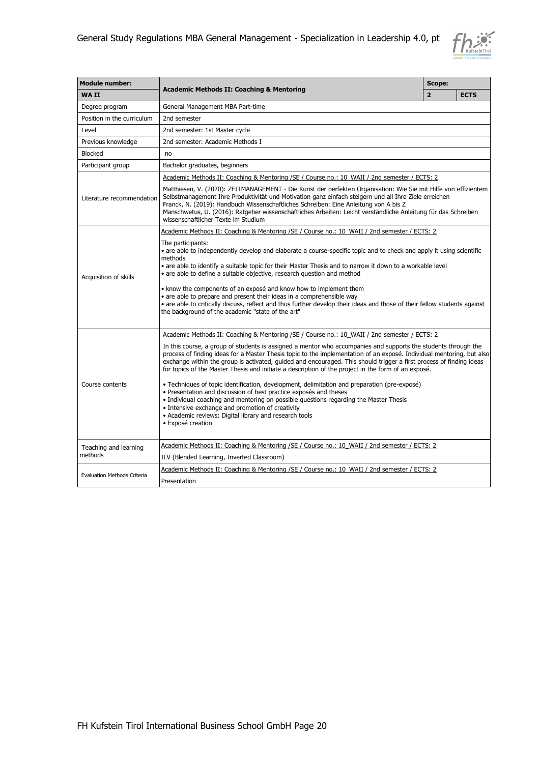| **Module number:** | **Academic Methods II: Coaching & Mentoring** | **Scope:** | |
|---|---|---|---|
| **WA II** | | **2** | **ECTS** |
| Degree program | General Management MBA Part-time | | |
| Position in the curriculum | 2nd semester | | |
| Level | 2nd semester: 1st Master cycle | | |
| Previous knowledge | 2nd semester: Academic Methods I | | |
| Blocked | no | | |
| Participant group | Bachelor graduates, beginners | | |
| Literature recommendation | Academic Methods II: Coaching & Mentoring /SE / Course no.: 10_WAII / 2nd semester / ECTS: 2<br><br>Matthiesen, V. (2020): ZEITMANAGEMENT - Die Kunst der perfekten Organisation: Wie Sie mit Hilfe von effizientem Selbstmanagement Ihre Produktivität und Motivation ganz einfach steigern und all Ihre Ziele erreichen<br>Franck, N. (2019): Handbuch Wissenschaftliches Schreiben: Eine Anleitung von A bis Z<br>Manschwetus, U. (2016): Ratgeber wissenschaftliches Arbeiten: Leicht verständliche Anleitung für das Schreiben wissenschaftlicher Texte im Studium | | |
| Acquisition of skills | Academic Methods II: Coaching & Mentoring /SE / Course no.: 10_WAII / 2nd semester / ECTS: 2<br><br>The participants:<br>• are able to independently develop and elaborate a course-specific topic and to check and apply it using scientific methods<br>• are able to identify a suitable topic for their Master Thesis and to narrow it down to a workable level<br>• are able to define a suitable objective, research question and method<br><br>• know the components of an exposé and know how to implement them<br>• are able to prepare and present their ideas in a comprehensible way<br>• are able to critically discuss, reflect and thus further develop their ideas and those of their fellow students against the background of the academic "state of the art" | | |
| Course contents | Academic Methods II: Coaching & Mentoring /SE / Course no.: 10_WAII / 2nd semester / ECTS: 2<br><br>In this course, a group of students is assigned a mentor who accompanies and supports the students through the process of finding ideas for a Master Thesis topic to the implementation of an exposé. Individual mentoring, but also exchange within the group is activated, guided and encouraged. This should trigger a first process of finding ideas for topics of the Master Thesis and initiate a description of the project in the form of an exposé.<br><br>• Techniques of topic identification, development, delimitation and preparation (pre-exposé)<br>• Presentation and discussion of best practice exposés and theses<br>• Individual coaching and mentoring on possible questions regarding the Master Thesis<br>• Intensive exchange and promotion of creativity<br>• Academic reviews: Digital library and research tools<br>• Exposé creation | | |
| Teaching and learning methods | Academic Methods II: Coaching & Mentoring /SE / Course no.: 10_WAII / 2nd semester / ECTS: 2<br><br>ILV (Blended Learning, Inverted Classroom) | | |
| Evaluation Methods Criteria | Academic Methods II: Coaching & Mentoring /SE / Course no.: 10_WAII / 2nd semester / ECTS: 2<br><br>Presentation | | |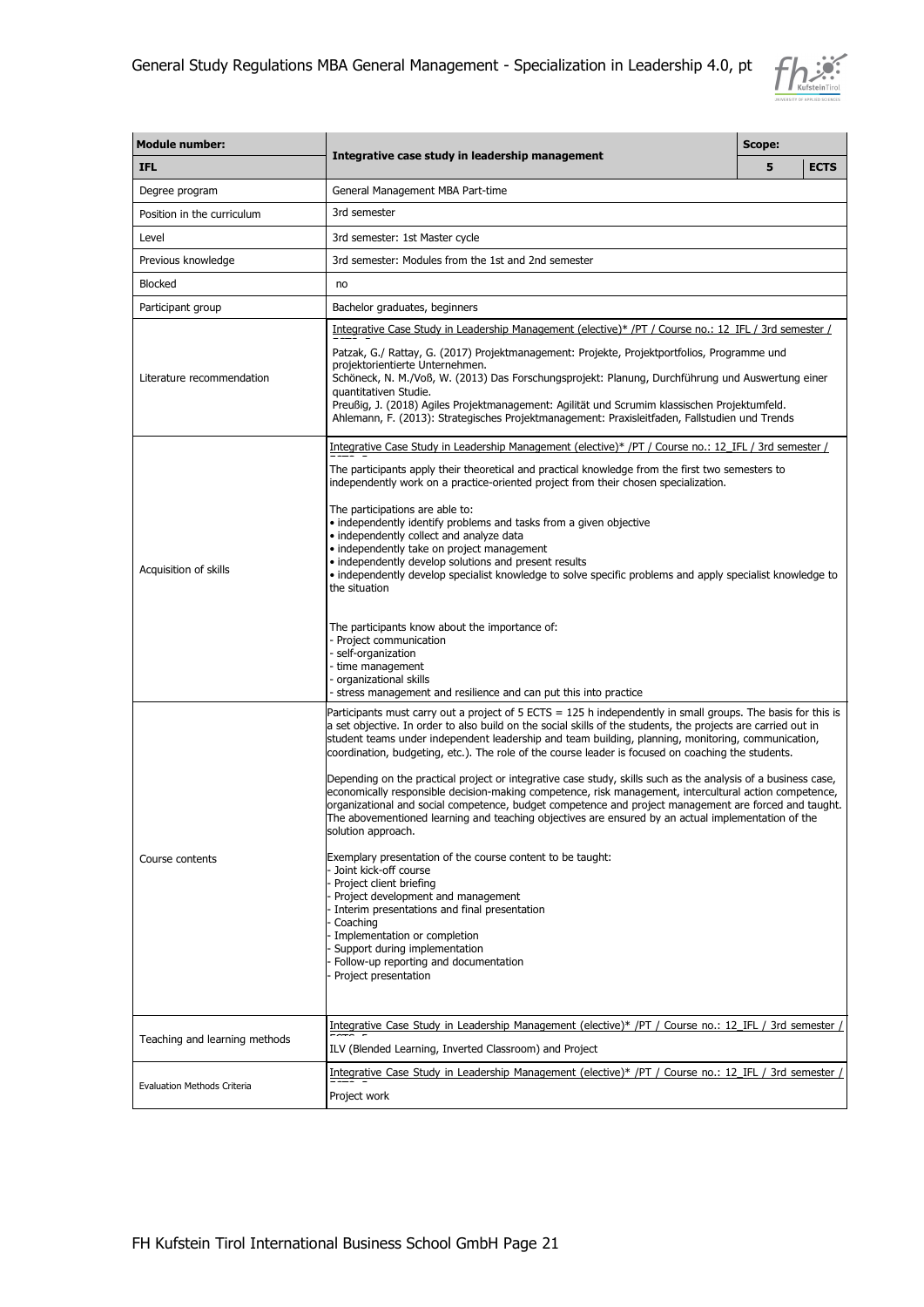| Module number: | Integrative case study in leadership management | Scope: | |
|---|---|---|---|
| IFL | | 5 | ECTS |
| Degree program | General Management MBA Part-time | | |
| Position in the curriculum | 3rd semester | | |
| Level | 3rd semester: 1st Master cycle | | |
| Previous knowledge | 3rd semester: Modules from the 1st and 2nd semester | | |
| Blocked | no | | |
| Participant group | Bachelor graduates, beginners | | |
| Literature recommendation | Integrative Case Study in Leadership Management (elective)* /PT / Course no.: 12_IFL / 3rd semester / ECTS: 5<br><br>Patzak, G./ Rattay, G. (2017) Projektmanagement: Projekte, Projektportfolios, Programme und projektorientierte Unternehmen.<br>Schöneck, N. M./Voß, W. (2013) Das Forschungsprojekt: Planung, Durchführung und Auswertung einer quantitativen Studie.<br>Preußig, J. (2018) Agiles Projektmanagement: Agilität und Scrumim klassischen Projektumfeld.<br>Ahlemann, F. (2013): Strategisches Projektmanagement: Praxisleitfaden, Fallstudien und Trends | | |
| Acquisition of skills | Integrative Case Study in Leadership Management (elective)* /PT / Course no.: 12_IFL / 3rd semester / ECTS: 5<br><br>The participants apply their theoretical and practical knowledge from the first two semesters to independently work on a practice-oriented project from their chosen specialization.<br><br>The participations are able to:<br>• independently identify problems and tasks from a given objective<br>• independently collect and analyze data<br>• independently take on project management<br>• independently develop solutions and present results<br>• independently develop specialist knowledge to solve specific problems and apply specialist knowledge to the situation<br><br>The participants know about the importance of:<br>- Project communication<br>- self-organization<br>- time management<br>- organizational skills<br>- stress management and resilience and can put this into practice | | |
| Course contents | Participants must carry out a project of 5 ECTS = 125 h independently in small groups. The basis for this is a set objective. In order to also build on the social skills of the students, the projects are carried out in student teams under independent leadership and team building, planning, monitoring, communication, coordination, budgeting, etc.). The role of the course leader is focused on coaching the students.<br><br>Depending on the practical project or integrative case study, skills such as the analysis of a business case, economically responsible decision-making competence, risk management, intercultural action competence, organizational and social competence, budget competence and project management are forced and taught. The abovementioned learning and teaching objectives are ensured by an actual implementation of the solution approach.<br><br>Exemplary presentation of the course content to be taught:<br>- Joint kick-off course<br>- Project client briefing<br>- Project development and management<br>- Interim presentations and final presentation<br>- Coaching<br>- Implementation or completion<br>- Support during implementation<br>- Follow-up reporting and documentation<br>- Project presentation | | |
| Teaching and learning methods | Integrative Case Study in Leadership Management (elective)* /PT / Course no.: 12_IFL / 3rd semester / ECTS: 5<br><br>ILV (Blended Learning, Inverted Classroom) and Project | | |
| Evaluation Methods Criteria | Integrative Case Study in Leadership Management (elective)* /PT / Course no.: 12_IFL / 3rd semester / ECTS: 5<br><br>Project work | | |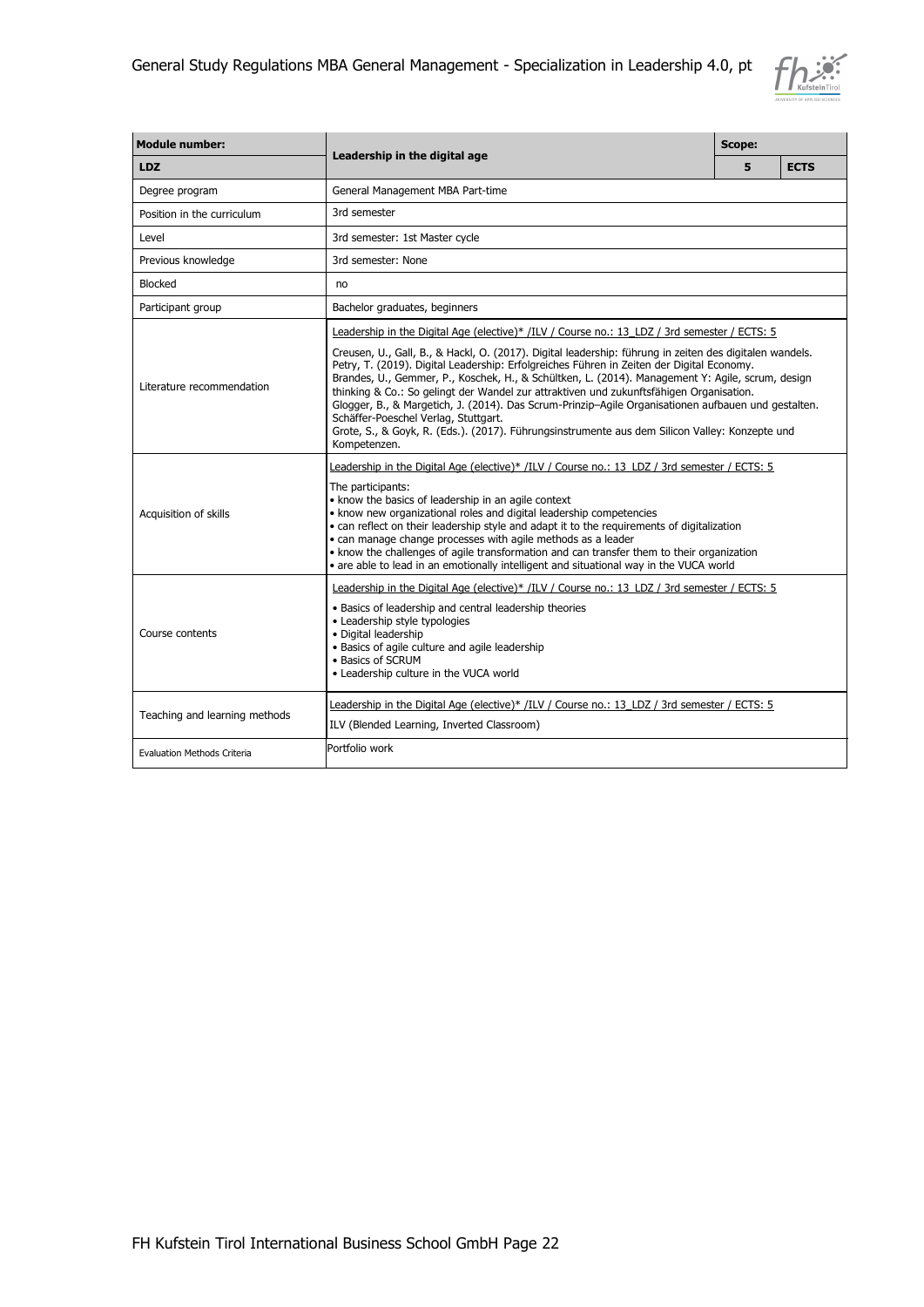| Module number: | Leadership in the digital age | Scope: | |
|---|---|---|---|
| **LDZ** | | **5** | **ECTS** |
| Degree program | General Management MBA Part-time | | |
| Position in the curriculum | 3rd semester | | |
| Level | 3rd semester: 1st Master cycle | | |
| Previous knowledge | 3rd semester: None | | |
| Blocked | no | | |
| Participant group | Bachelor graduates, beginners | | |
| Literature recommendation | Leadership in the Digital Age (elective)* /ILV / Course no.: 13_LDZ / 3rd semester / ECTS: 5<br><br>Creusen, U., Gall, B., & Hackl, O. (2017). Digital leadership: führung in zeiten des digitalen wandels.<br>Petry, T. (2019). Digital Leadership: Erfolgreiches Führen in Zeiten der Digital Economy.<br>Brandes, U., Gemmer, P., Koschek, H., & Schültken, L. (2014). Management Y: Agile, scrum, design thinking & Co.: So gelingt der Wandel zur attraktiven und zukunftsfähigen Organisation.<br>Glogger, B., & Margetich, J. (2014). Das Scrum-Prinzip–Agile Organisationen aufbauen und gestalten. Schäffer-Poeschel Verlag, Stuttgart.<br>Grote, S., & Goyk, R. (Eds.). (2017). Führungsinstrumente aus dem Silicon Valley: Konzepte und Kompetenzen. | | |
| Acquisition of skills | Leadership in the Digital Age (elective)* /ILV / Course no.: 13_LDZ / 3rd semester / ECTS: 5<br><br>The participants:<br>• know the basics of leadership in an agile context<br>• know new organizational roles and digital leadership competencies<br>• can reflect on their leadership style and adapt it to the requirements of digitalization<br>• can manage change processes with agile methods as a leader<br>• know the challenges of agile transformation and can transfer them to their organization<br>• are able to lead in an emotionally intelligent and situational way in the VUCA world | | |
| Course contents | Leadership in the Digital Age (elective)* /ILV / Course no.: 13_LDZ / 3rd semester / ECTS: 5<br><br>• Basics of leadership and central leadership theories<br>• Leadership style typologies<br>• Digital leadership<br>• Basics of agile culture and agile leadership<br>• Basics of SCRUM<br>• Leadership culture in the VUCA world | | |
| Teaching and learning methods | Leadership in the Digital Age (elective)* /ILV / Course no.: 13_LDZ / 3rd semester / ECTS: 5<br><br>ILV (Blended Learning, Inverted Classroom) | | |
| Evaluation Methods Criteria | Portfolio work | | |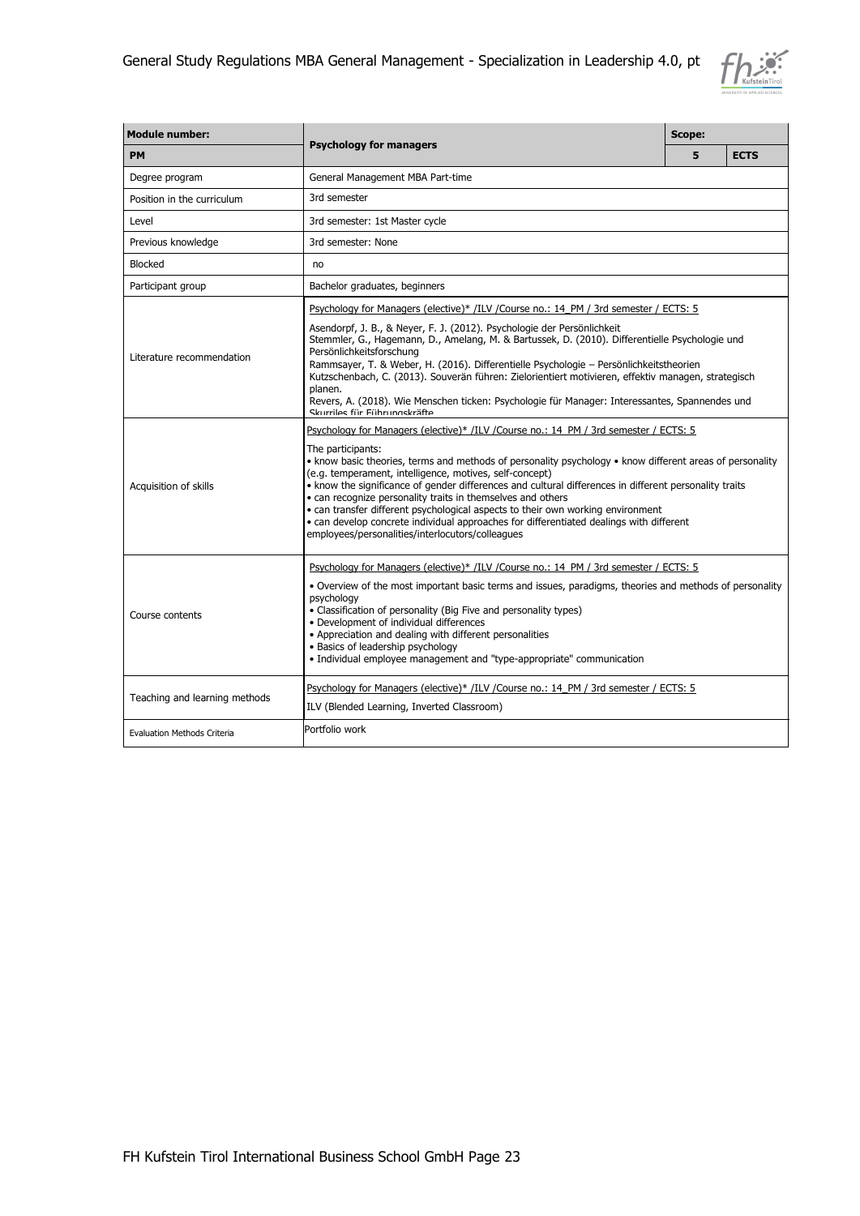| Module number: | Psychology for managers | Scope: | |
|---|---|---|---|
| PM | | 5 | ECTS |
| Degree program | General Management MBA Part-time | | |
| Position in the curriculum | 3rd semester | | |
| Level | 3rd semester: 1st Master cycle | | |
| Previous knowledge | 3rd semester: None | | |
| Blocked | no | | |
| Participant group | Bachelor graduates, beginners | | |
| Literature recommendation | Psychology for Managers (elective)* /ILV /Course no.: 14_PM / 3rd semester / ECTS: 5<br><br>Asendorpf, J. B., & Neyer, F. J. (2012). Psychologie der Persönlichkeit<br>Stemmler, G., Hagemann, D., Amelang, M. & Bartussek, D. (2010). Differentielle Psychologie und Persönlichkeitsforschung<br>Rammsayer, T. & Weber, H. (2016). Differentielle Psychologie – Persönlichkeitstheorien<br>Kutzschenbach, C. (2013). Souverän führen: Zielorientiert motivieren, effektiv managen, strategisch planen.<br>Revers, A. (2018). Wie Menschen ticken: Psychologie für Manager: Interessantes, Spannendes und Skurriles für Führungskräfte | | |
| Acquisition of skills | Psychology for Managers (elective)* /ILV /Course no.: 14_PM / 3rd semester / ECTS: 5<br><br>The participants:<br>• know basic theories, terms and methods of personality psychology • know different areas of personality (e.g. temperament, intelligence, motives, self-concept)<br>• know the significance of gender differences and cultural differences in different personality traits<br>• can recognize personality traits in themselves and others<br>• can transfer different psychological aspects to their own working environment<br>• can develop concrete individual approaches for differentiated dealings with different employees/personalities/interlocutors/colleagues | | |
| Course contents | Psychology for Managers (elective)* /ILV /Course no.: 14_PM / 3rd semester / ECTS: 5<br><br>• Overview of the most important basic terms and issues, paradigms, theories and methods of personality psychology<br>• Classification of personality (Big Five and personality types)<br>• Development of individual differences<br>• Appreciation and dealing with different personalities<br>• Basics of leadership psychology<br>• Individual employee management and "type-appropriate" communication | | |
| Teaching and learning methods | Psychology for Managers (elective)* /ILV /Course no.: 14_PM / 3rd semester / ECTS: 5<br><br>ILV (Blended Learning, Inverted Classroom) | | |
| Evaluation Methods Criteria | Portfolio work | | |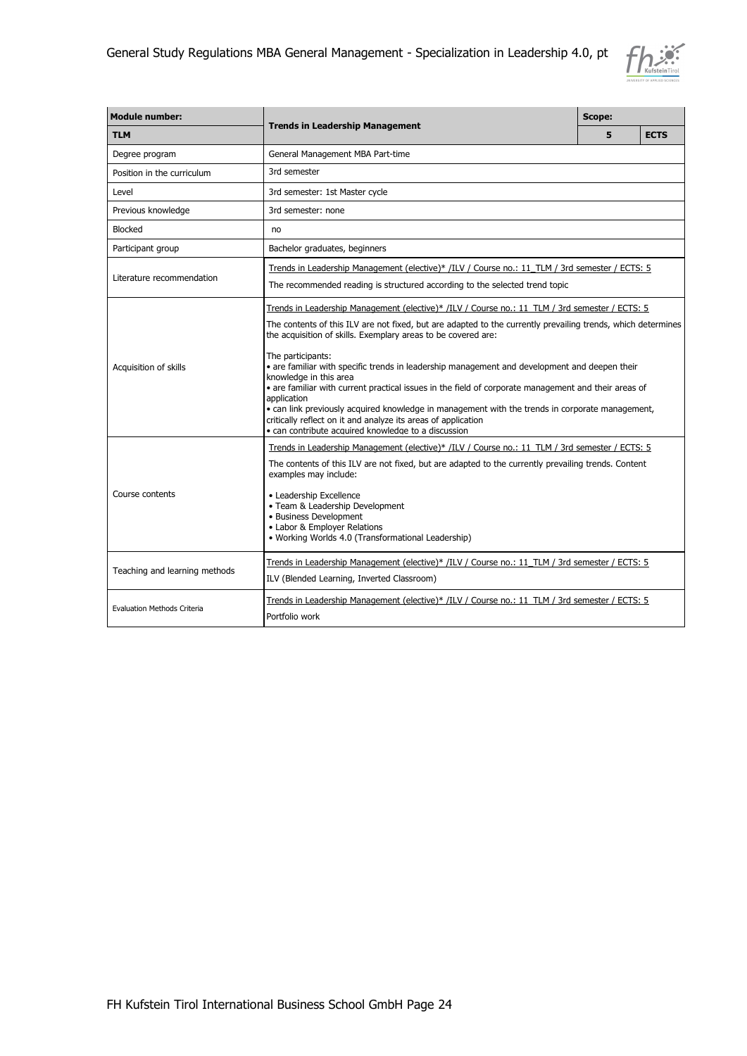| Module number: | Trends in Leadership Management | Scope: | |
|---|---|---|---|
| **TLM** | | **5** | **ECTS** |
| Degree program | General Management MBA Part-time | | |
| Position in the curriculum | 3rd semester | | |
| Level | 3rd semester: 1st Master cycle | | |
| Previous knowledge | 3rd semester: none | | |
| Blocked | no | | |
| Participant group | Bachelor graduates, beginners | | |
| Literature recommendation | Trends in Leadership Management (elective)* /ILV / Course no.: 11_TLM / 3rd semester / ECTS: 5<br><br>The recommended reading is structured according to the selected trend topic | | |
| Acquisition of skills | Trends in Leadership Management (elective)* /ILV / Course no.: 11_TLM / 3rd semester / ECTS: 5<br><br>The contents of this ILV are not fixed, but are adapted to the currently prevailing trends, which determines the acquisition of skills. Exemplary areas to be covered are:<br><br>The participants:<br>• are familiar with specific trends in leadership management and development and deepen their knowledge in this area<br>• are familiar with current practical issues in the field of corporate management and their areas of application<br>• can link previously acquired knowledge in management with the trends in corporate management, critically reflect on it and analyze its areas of application<br>• can contribute acquired knowledge to a discussion | | |
| Course contents | Trends in Leadership Management (elective)* /ILV / Course no.: 11_TLM / 3rd semester / ECTS: 5<br><br>The contents of this ILV are not fixed, but are adapted to the currently prevailing trends. Content examples may include:<br><br>• Leadership Excellence<br>• Team & Leadership Development<br>• Business Development<br>• Labor & Employer Relations<br>• Working Worlds 4.0 (Transformational Leadership) | | |
| Teaching and learning methods | Trends in Leadership Management (elective)* /ILV / Course no.: 11_TLM / 3rd semester / ECTS: 5<br><br>ILV (Blended Learning, Inverted Classroom) | | |
| Evaluation Methods Criteria | Trends in Leadership Management (elective)* /ILV / Course no.: 11_TLM / 3rd semester / ECTS: 5<br><br>Portfolio work | | |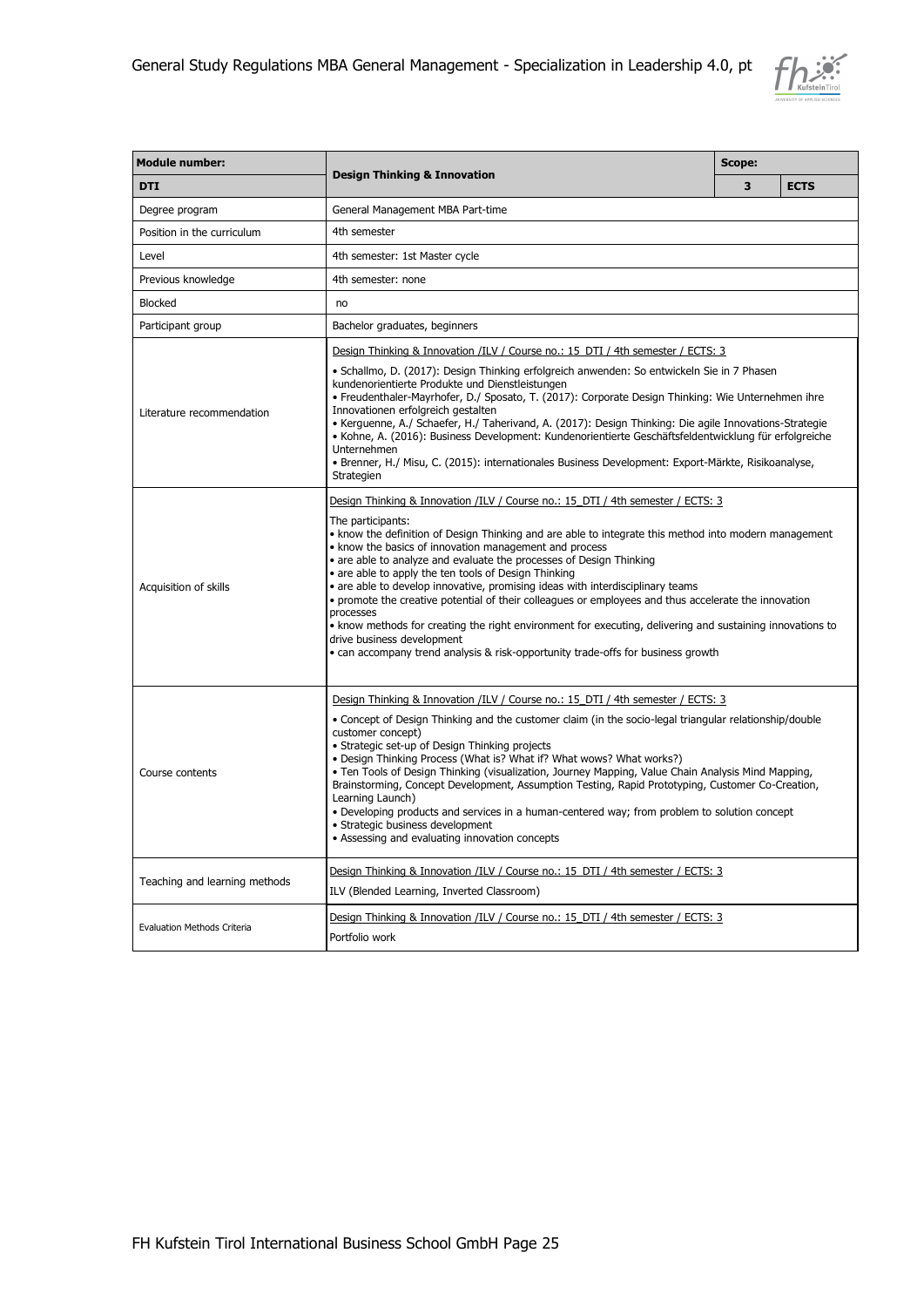| Module number: | Design Thinking & Innovation | Scope: | |
|---|---|---|---|
| DTI | | 3 | ECTS |
| Degree program | General Management MBA Part-time | | |
| Position in the curriculum | 4th semester | | |
| Level | 4th semester: 1st Master cycle | | |
| Previous knowledge | 4th semester: none | | |
| Blocked | no | | |
| Participant group | Bachelor graduates, beginners | | |
| Literature recommendation | Design Thinking & Innovation /ILV / Course no.: 15_DTI / 4th semester / ECTS: 3<br><br>• Schallmo, D. (2017): Design Thinking erfolgreich anwenden: So entwickeln Sie in 7 Phasen kundenorientierte Produkte und Dienstleistungen<br>• Freudenthaler-Mayrhofer, D./ Sposato, T. (2017): Corporate Design Thinking: Wie Unternehmen ihre Innovationen erfolgreich gestalten<br>• Kerguenne, A./ Schaefer, H./ Taherivand, A. (2017): Design Thinking: Die agile Innovations-Strategie<br>• Kohne, A. (2016): Business Development: Kundenorientierte Geschäftsfeldentwicklung für erfolgreiche Unternehmen<br>• Brenner, H./ Misu, C. (2015): internationales Business Development: Export-Märkte, Risikoanalyse, Strategien | | |
| Acquisition of skills | Design Thinking & Innovation /ILV / Course no.: 15_DTI / 4th semester / ECTS: 3<br><br>The participants:<br>• know the definition of Design Thinking and are able to integrate this method into modern management<br>• know the basics of innovation management and process<br>• are able to analyze and evaluate the processes of Design Thinking<br>• are able to apply the ten tools of Design Thinking<br>• are able to develop innovative, promising ideas with interdisciplinary teams<br>• promote the creative potential of their colleagues or employees and thus accelerate the innovation processes<br>• know methods for creating the right environment for executing, delivering and sustaining innovations to drive business development<br>• can accompany trend analysis & risk-opportunity trade-offs for business growth | | |
| Course contents | Design Thinking & Innovation /ILV / Course no.: 15_DTI / 4th semester / ECTS: 3<br><br>• Concept of Design Thinking and the customer claim (in the socio-legal triangular relationship/double customer concept)<br>• Strategic set-up of Design Thinking projects<br>• Design Thinking Process (What is? What if? What wows? What works?)<br>• Ten Tools of Design Thinking (visualization, Journey Mapping, Value Chain Analysis Mind Mapping, Brainstorming, Concept Development, Assumption Testing, Rapid Prototyping, Customer Co-Creation, Learning Launch)<br>• Developing products and services in a human-centered way; from problem to solution concept<br>• Strategic business development<br>• Assessing and evaluating innovation concepts | | |
| Teaching and learning methods | Design Thinking & Innovation /ILV / Course no.: 15_DTI / 4th semester / ECTS: 3<br><br>ILV (Blended Learning, Inverted Classroom) | | |
| Evaluation Methods Criteria | Design Thinking & Innovation /ILV / Course no.: 15_DTI / 4th semester / ECTS: 3<br><br>Portfolio work | | |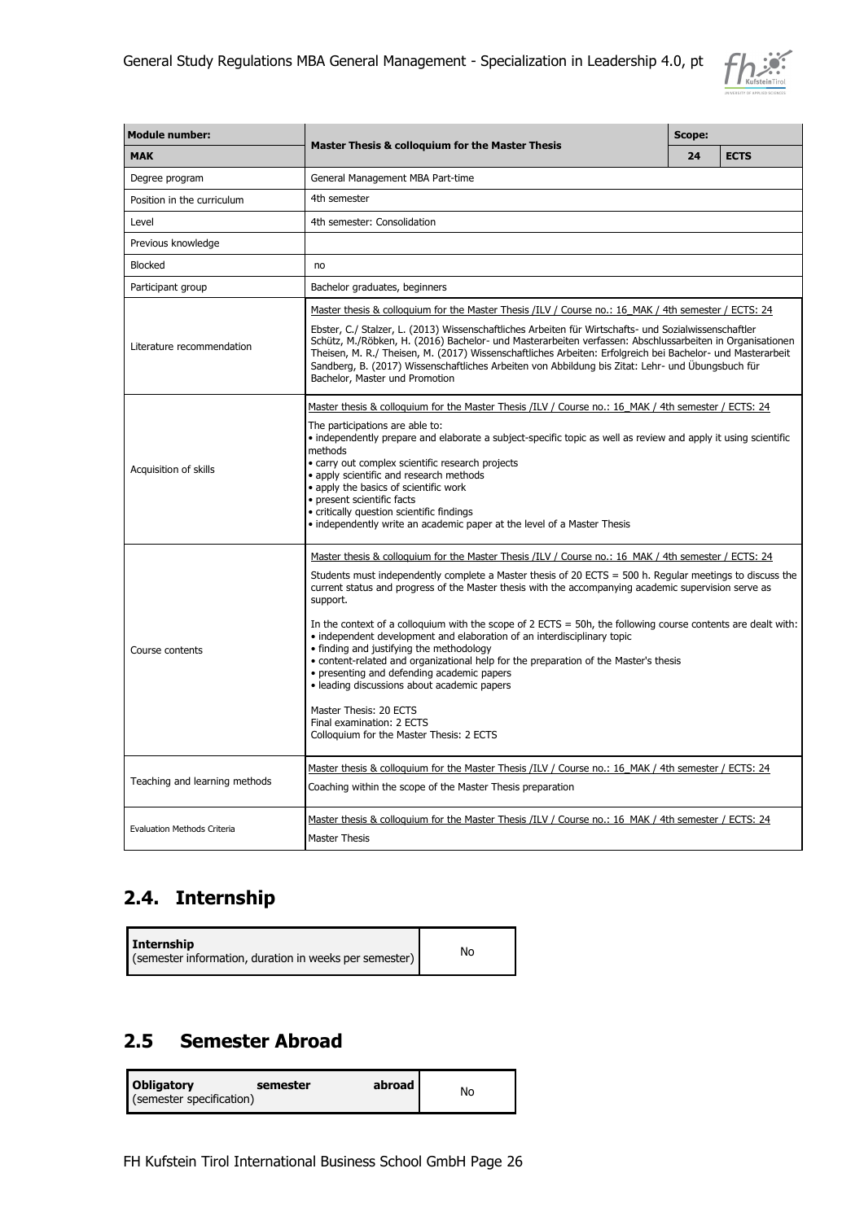| Module number: | Master Thesis & colloquium for the Master Thesis | Scope: | |
|---|---|---|---|
| **MAK** | | **24** | **ECTS** |
| Degree program | General Management MBA Part-time | | |
| Position in the curriculum | 4th semester | | |
| Level | 4th semester: Consolidation | | |
| Previous knowledge | | | |
| Blocked | no | | |
| Participant group | Bachelor graduates, beginners | | |
| Literature recommendation | Master thesis & colloquium for the Master Thesis /ILV / Course no.: 16_MAK / 4th semester / ECTS: 24<br><br>Ebster, C./ Stalzer, L. (2013) Wissenschaftliches Arbeiten für Wirtschafts- und Sozialwissenschaftler<br>Schütz, M./Röbken, H. (2016) Bachelor- und Masterarbeiten verfassen: Abschlussarbeiten in Organisationen<br>Theisen, M. R./ Theisen, M. (2017) Wissenschaftliches Arbeiten: Erfolgreich bei Bachelor- und Masterarbeit<br>Sandberg, B. (2017) Wissenschaftliches Arbeiten von Abbildung bis Zitat: Lehr- und Übungsbuch für Bachelor, Master und Promotion | | |
| Acquisition of skills | Master thesis & colloquium for the Master Thesis /ILV / Course no.: 16_MAK / 4th semester / ECTS: 24<br><br>The participations are able to:<br>• independently prepare and elaborate a subject-specific topic as well as review and apply it using scientific methods<br>• carry out complex scientific research projects<br>• apply scientific and research methods<br>• apply the basics of scientific work<br>• present scientific facts<br>• critically question scientific findings<br>• independently write an academic paper at the level of a Master Thesis | | |
| Course contents | Master thesis & colloquium for the Master Thesis /ILV / Course no.: 16_MAK / 4th semester / ECTS: 24<br><br>Students must independently complete a Master thesis of 20 ECTS = 500 h. Regular meetings to discuss the current status and progress of the Master thesis with the accompanying academic supervision serve as support.<br><br>In the context of a colloquium with the scope of 2 ECTS = 50h, the following course contents are dealt with:<br>• independent development and elaboration of an interdisciplinary topic<br>• finding and justifying the methodology<br>• content-related and organizational help for the preparation of the Master's thesis<br>• presenting and defending academic papers<br>• leading discussions about academic papers<br><br>Master Thesis: 20 ECTS<br>Final examination: 2 ECTS<br>Colloquium for the Master Thesis: 2 ECTS | | |
| Teaching and learning methods | Master thesis & colloquium for the Master Thesis /ILV / Course no.: 16_MAK / 4th semester / ECTS: 24<br><br>Coaching within the scope of the Master Thesis preparation | | |
| Evaluation Methods Criteria | Master thesis & colloquium for the Master Thesis /ILV / Course no.: 16_MAK / 4th semester / ECTS: 24<br><br>Master Thesis | | |

## 2.4. Internship

| **Internship** (semester information, duration in weeks per semester) | No |
|---|---|

## 2.5 Semester Abroad

| **Obligatory semester abroad** (semester specification) | No |
|---|---|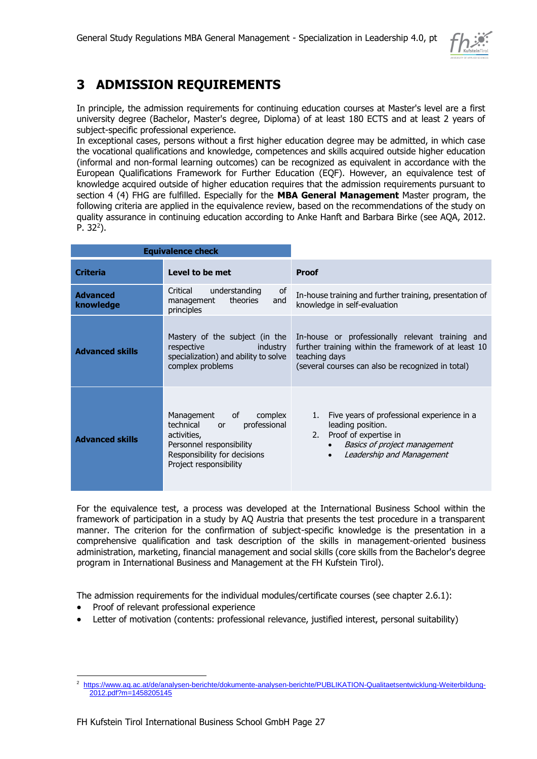# 3 ADMISSION REQUIREMENTS

In principle, the admission requirements for continuing education courses at Master's level are a first university degree (Bachelor, Master's degree, Diploma) of at least 180 ECTS and at least 2 years of subject-specific professional experience.
In exceptional cases, persons without a first higher education degree may be admitted, in which case the vocational qualifications and knowledge, competences and skills acquired outside higher education (informal and non-formal learning outcomes) can be recognized as equivalent in accordance with the European Qualifications Framework for Further Education (EQF). However, an equivalence test of knowledge acquired outside of higher education requires that the admission requirements pursuant to section 4 (4) FHG are fulfilled. Especially for the **MBA General Management** Master program, the following criteria are applied in the equivalence review, based on the recommendations of the study on quality assurance in continuing education according to Anke Hanft and Barbara Birke (see AQA, 2012. P. 32[2]).

| Equivalence check | | |
|---|---|---|
| **Criteria** | **Level to be met** | **Proof** |
| **Advanced knowledge** | Critical understanding of management theories and principles | In-house training and further training, presentation of knowledge in self-evaluation |
| **Advanced skills** | Mastery of the subject (in the respective industry specialization) and ability to solve complex problems | In-house or professionally relevant training and further training within the framework of at least 10 teaching days<br>(several courses can also be recognized in total) |
| **Advanced skills** | Management of complex technical or professional activities,<br>Personnel responsibility<br>Responsibility for decisions<br>Project responsibility | 1. Five years of professional experience in a leading position.<br>2. Proof of expertise in<br>• *Basics of project management*<br>• *Leadership and Management* |

For the equivalence test, a process was developed at the International Business School within the framework of participation in a study by AQ Austria that presents the test procedure in a transparent manner. The criterion for the confirmation of subject-specific knowledge is the presentation in a comprehensive qualification and task description of the skills in management-oriented business administration, marketing, financial management and social skills (core skills from the Bachelor's degree program in International Business and Management at the FH Kufstein Tirol).

The admission requirements for the individual modules/certificate courses (see chapter 2.6.1):

- Proof of relevant professional experience
- Letter of motivation (contents: professional relevance, justified interest, personal suitability)

---

[2] https://www.aq.ac.at/de/analysen-berichte/dokumente-analysen-berichte/PUBLIKATION-Qualitaetsentwicklung-Weiterbildung-2012.pdf?m=1458205145